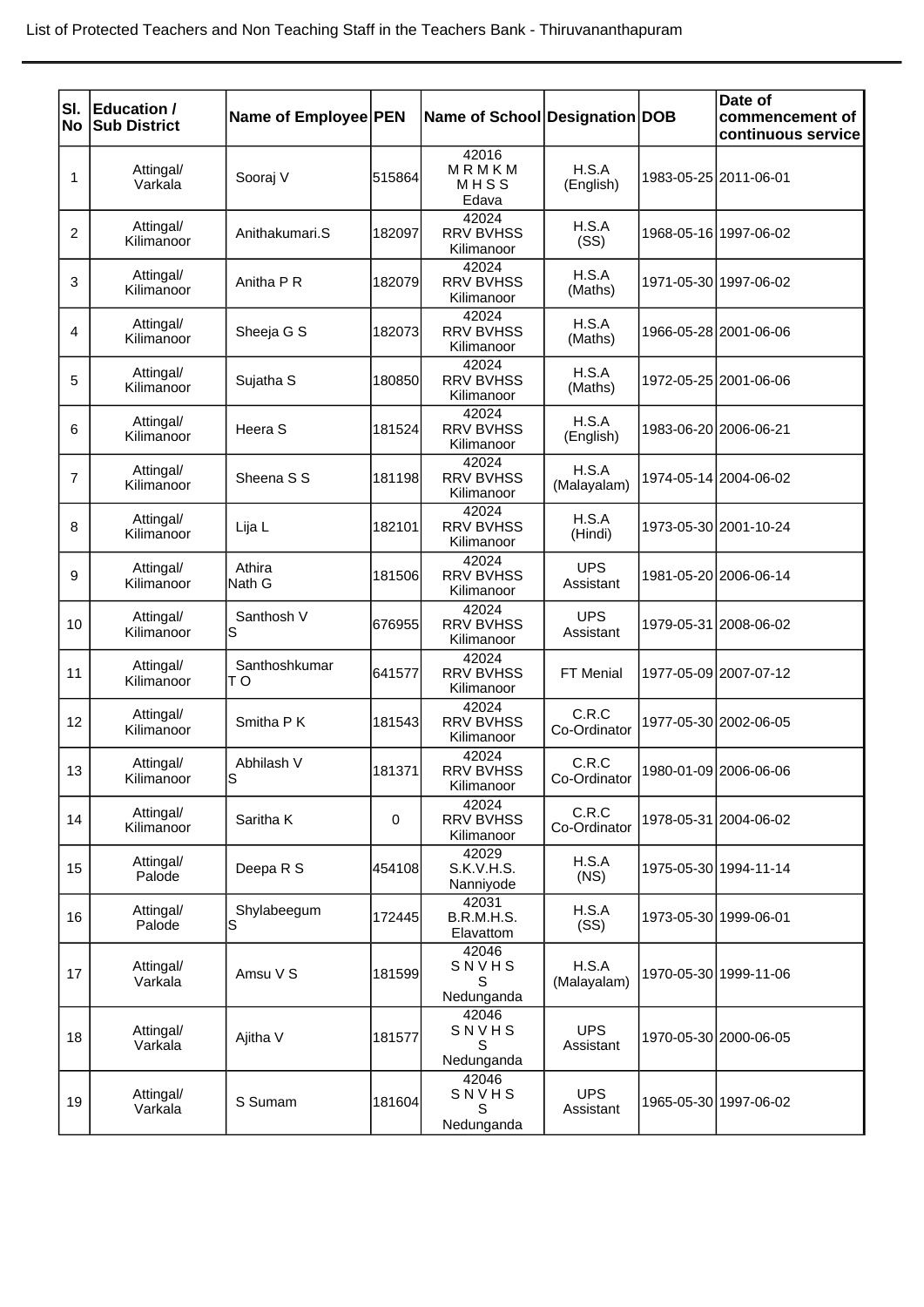List of Protected Teachers and Non Teaching Staff in the Teachers Bank - Thiruvananthapuram

| Sl. No | Education / Sub District | Name of Employee | PEN | Name of School | Designation | DOB | Date of commencement of continuous service |
|---|---|---|---|---|---|---|---|
| 1 | Attingal/ Varkala | Sooraj V | 515864 | 42016 M R M K M M H S S Edava | H.S.A (English) | 1983-05-25 | 2011-06-01 |
| 2 | Attingal/ Kilimanoor | Anithakumari.S | 182097 | 42024 RRV BVHSS Kilimanoor | H.S.A (SS) | 1968-05-16 | 1997-06-02 |
| 3 | Attingal/ Kilimanoor | Anitha P R | 182079 | 42024 RRV BVHSS Kilimanoor | H.S.A (Maths) | 1971-05-30 | 1997-06-02 |
| 4 | Attingal/ Kilimanoor | Sheeja G S | 182073 | 42024 RRV BVHSS Kilimanoor | H.S.A (Maths) | 1966-05-28 | 2001-06-06 |
| 5 | Attingal/ Kilimanoor | Sujatha S | 180850 | 42024 RRV BVHSS Kilimanoor | H.S.A (Maths) | 1972-05-25 | 2001-06-06 |
| 6 | Attingal/ Kilimanoor | Heera S | 181524 | 42024 RRV BVHSS Kilimanoor | H.S.A (English) | 1983-06-20 | 2006-06-21 |
| 7 | Attingal/ Kilimanoor | Sheena S S | 181198 | 42024 RRV BVHSS Kilimanoor | H.S.A (Malayalam) | 1974-05-14 | 2004-06-02 |
| 8 | Attingal/ Kilimanoor | Lija L | 182101 | 42024 RRV BVHSS Kilimanoor | H.S.A (Hindi) | 1973-05-30 | 2001-10-24 |
| 9 | Attingal/ Kilimanoor | Athira Nath G | 181506 | 42024 RRV BVHSS Kilimanoor | UPS Assistant | 1981-05-20 | 2006-06-14 |
| 10 | Attingal/ Kilimanoor | Santhosh V S | 676955 | 42024 RRV BVHSS Kilimanoor | UPS Assistant | 1979-05-31 | 2008-06-02 |
| 11 | Attingal/ Kilimanoor | Santhoshkumar T O | 641577 | 42024 RRV BVHSS Kilimanoor | FT Menial | 1977-05-09 | 2007-07-12 |
| 12 | Attingal/ Kilimanoor | Smitha P K | 181543 | 42024 RRV BVHSS Kilimanoor | C.R.C Co-Ordinator | 1977-05-30 | 2002-06-05 |
| 13 | Attingal/ Kilimanoor | Abhilash V S | 181371 | 42024 RRV BVHSS Kilimanoor | C.R.C Co-Ordinator | 1980-01-09 | 2006-06-06 |
| 14 | Attingal/ Kilimanoor | Saritha K | 0 | 42024 RRV BVHSS Kilimanoor | C.R.C Co-Ordinator | 1978-05-31 | 2004-06-02 |
| 15 | Attingal/ Palode | Deepa R S | 454108 | 42029 S.K.V.H.S. Nanniyode | H.S.A (NS) | 1975-05-30 | 1994-11-14 |
| 16 | Attingal/ Palode | Shylabeegum S | 172445 | 42031 B.R.M.H.S. Elavattom | H.S.A (SS) | 1973-05-30 | 1999-06-01 |
| 17 | Attingal/ Varkala | Amsu V S | 181599 | 42046 S N V H S S Nedunganda | H.S.A (Malayalam) | 1970-05-30 | 1999-11-06 |
| 18 | Attingal/ Varkala | Ajitha V | 181577 | 42046 S N V H S S Nedunganda | UPS Assistant | 1970-05-30 | 2000-06-05 |
| 19 | Attingal/ Varkala | S Sumam | 181604 | 42046 S N V H S S Nedunganda | UPS Assistant | 1965-05-30 | 1997-06-02 |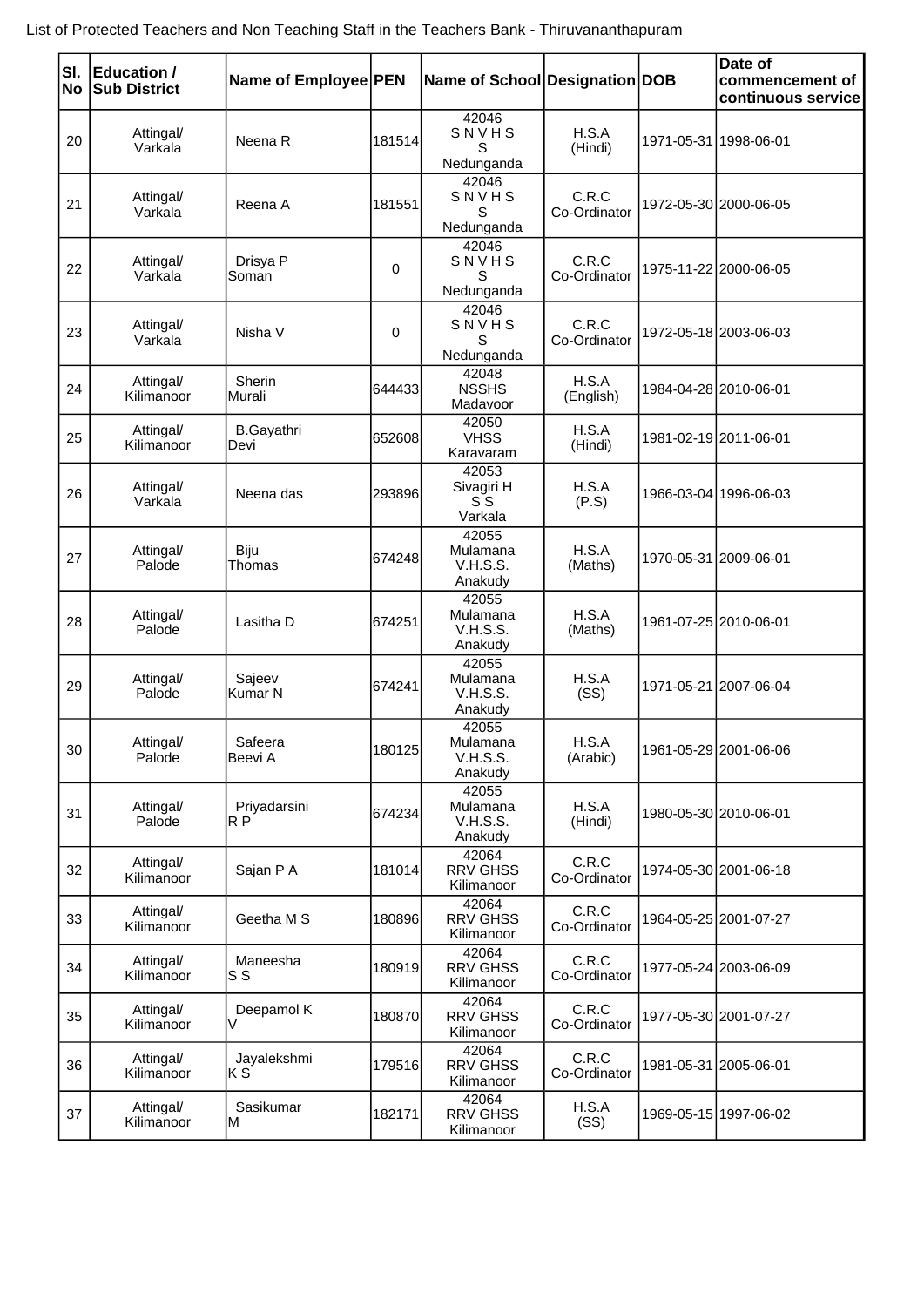List of Protected Teachers and Non Teaching Staff in the Teachers Bank - Thiruvananthapuram

| Sl. No | Education / Sub District | Name of Employee | PEN | Name of School | Designation | DOB | Date of commencement of continuous service |
|---|---|---|---|---|---|---|---|
| 20 | Attingal/ Varkala | Neena R | 181514 | 42046 S N V H S S Nedunganda | H.S.A (Hindi) | 1971-05-31 | 1998-06-01 |
| 21 | Attingal/ Varkala | Reena A | 181551 | 42046 S N V H S S Nedunganda | C.R.C Co-Ordinator | 1972-05-30 | 2000-06-05 |
| 22 | Attingal/ Varkala | Drisya P Soman | 0 | 42046 S N V H S S Nedunganda | C.R.C Co-Ordinator | 1975-11-22 | 2000-06-05 |
| 23 | Attingal/ Varkala | Nisha V | 0 | 42046 S N V H S S Nedunganda | C.R.C Co-Ordinator | 1972-05-18 | 2003-06-03 |
| 24 | Attingal/ Kilimanoor | Sherin Murali | 644433 | 42048 NSSHS Madavoor | H.S.A (English) | 1984-04-28 | 2010-06-01 |
| 25 | Attingal/ Kilimanoor | B.Gayathri Devi | 652608 | 42050 VHSS Karavaram | H.S.A (Hindi) | 1981-02-19 | 2011-06-01 |
| 26 | Attingal/ Varkala | Neena das | 293896 | 42053 Sivagiri H S S Varkala | H.S.A (P.S) | 1966-03-04 | 1996-06-03 |
| 27 | Attingal/ Palode | Biju Thomas | 674248 | 42055 Mulamana V.H.S.S. Anakudy | H.S.A (Maths) | 1970-05-31 | 2009-06-01 |
| 28 | Attingal/ Palode | Lasitha D | 674251 | 42055 Mulamana V.H.S.S. Anakudy | H.S.A (Maths) | 1961-07-25 | 2010-06-01 |
| 29 | Attingal/ Palode | Sajeev Kumar N | 674241 | 42055 Mulamana V.H.S.S. Anakudy | H.S.A (SS) | 1971-05-21 | 2007-06-04 |
| 30 | Attingal/ Palode | Safeera Beevi A | 180125 | 42055 Mulamana V.H.S.S. Anakudy | H.S.A (Arabic) | 1961-05-29 | 2001-06-06 |
| 31 | Attingal/ Palode | Priyadarsini R P | 674234 | 42055 Mulamana V.H.S.S. Anakudy | H.S.A (Hindi) | 1980-05-30 | 2010-06-01 |
| 32 | Attingal/ Kilimanoor | Sajan P A | 181014 | 42064 RRV GHSS Kilimanoor | C.R.C Co-Ordinator | 1974-05-30 | 2001-06-18 |
| 33 | Attingal/ Kilimanoor | Geetha M S | 180896 | 42064 RRV GHSS Kilimanoor | C.R.C Co-Ordinator | 1964-05-25 | 2001-07-27 |
| 34 | Attingal/ Kilimanoor | Maneesha S S | 180919 | 42064 RRV GHSS Kilimanoor | C.R.C Co-Ordinator | 1977-05-24 | 2003-06-09 |
| 35 | Attingal/ Kilimanoor | Deepamol K V | 180870 | 42064 RRV GHSS Kilimanoor | C.R.C Co-Ordinator | 1977-05-30 | 2001-07-27 |
| 36 | Attingal/ Kilimanoor | Jayalekshmi K S | 179516 | 42064 RRV GHSS Kilimanoor | C.R.C Co-Ordinator | 1981-05-31 | 2005-06-01 |
| 37 | Attingal/ Kilimanoor | Sasikumar M | 182171 | 42064 RRV GHSS Kilimanoor | H.S.A (SS) | 1969-05-15 | 1997-06-02 |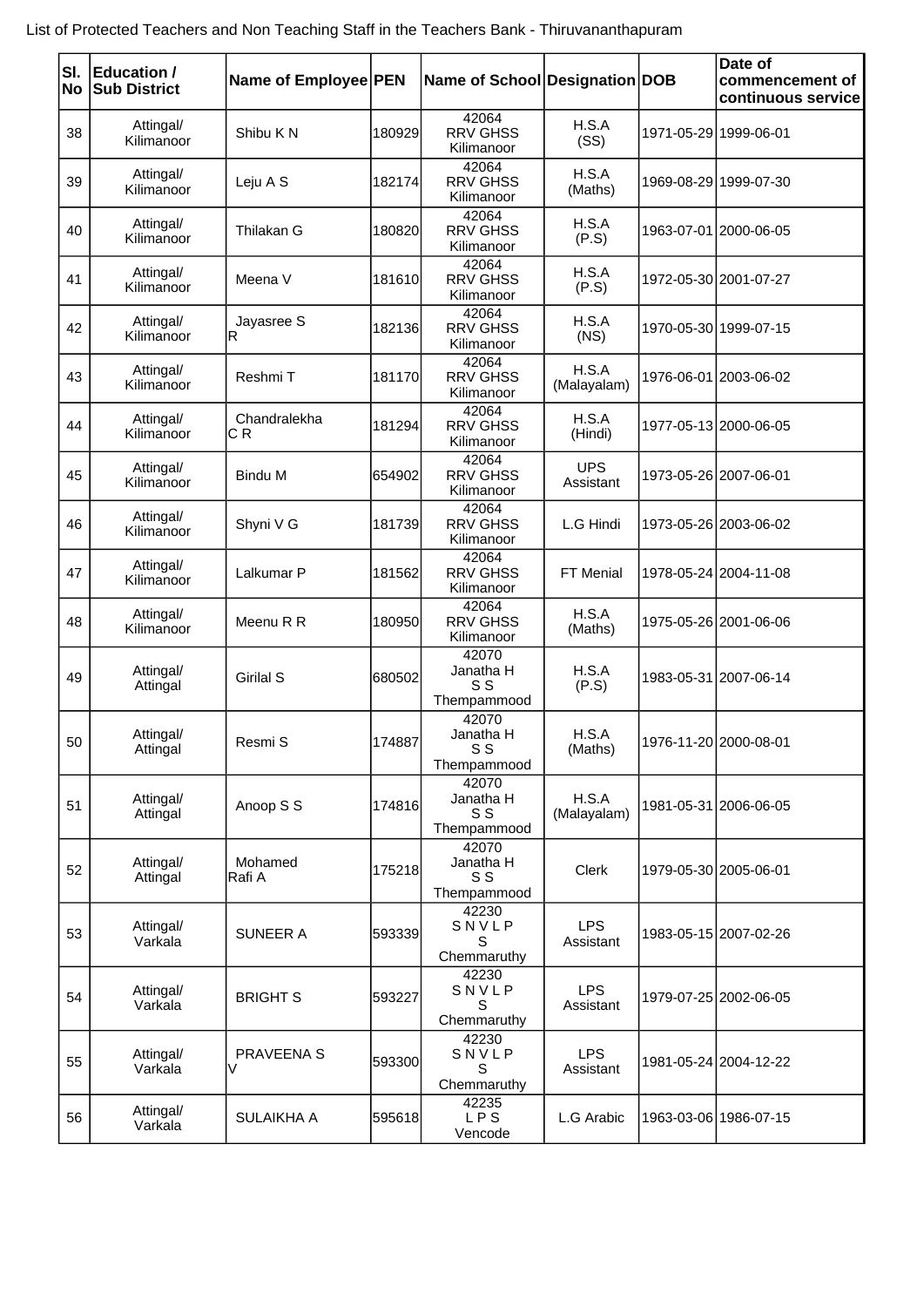List of Protected Teachers and Non Teaching Staff in the Teachers Bank - Thiruvananthapuram

| Sl. No | Education / Sub District | Name of Employee | PEN | Name of School | Designation | DOB | Date of commencement of continuous service |
|---|---|---|---|---|---|---|---|
| 38 | Attingal/ Kilimanoor | Shibu K N | 180929 | 42064 RRV GHSS Kilimanoor | H.S.A (SS) | 1971-05-29 | 1999-06-01 |
| 39 | Attingal/ Kilimanoor | Leju A S | 182174 | 42064 RRV GHSS Kilimanoor | H.S.A (Maths) | 1969-08-29 | 1999-07-30 |
| 40 | Attingal/ Kilimanoor | Thilakan G | 180820 | 42064 RRV GHSS Kilimanoor | H.S.A (P.S) | 1963-07-01 | 2000-06-05 |
| 41 | Attingal/ Kilimanoor | Meena V | 181610 | 42064 RRV GHSS Kilimanoor | H.S.A (P.S) | 1972-05-30 | 2001-07-27 |
| 42 | Attingal/ Kilimanoor | Jayasree S R | 182136 | 42064 RRV GHSS Kilimanoor | H.S.A (NS) | 1970-05-30 | 1999-07-15 |
| 43 | Attingal/ Kilimanoor | Reshmi T | 181170 | 42064 RRV GHSS Kilimanoor | H.S.A (Malayalam) | 1976-06-01 | 2003-06-02 |
| 44 | Attingal/ Kilimanoor | Chandralekha C R | 181294 | 42064 RRV GHSS Kilimanoor | H.S.A (Hindi) | 1977-05-13 | 2000-06-05 |
| 45 | Attingal/ Kilimanoor | Bindu M | 654902 | 42064 RRV GHSS Kilimanoor | UPS Assistant | 1973-05-26 | 2007-06-01 |
| 46 | Attingal/ Kilimanoor | Shyni V G | 181739 | 42064 RRV GHSS Kilimanoor | L.G Hindi | 1973-05-26 | 2003-06-02 |
| 47 | Attingal/ Kilimanoor | Lalkumar P | 181562 | 42064 RRV GHSS Kilimanoor | FT Menial | 1978-05-24 | 2004-11-08 |
| 48 | Attingal/ Kilimanoor | Meenu R R | 180950 | 42064 RRV GHSS Kilimanoor | H.S.A (Maths) | 1975-05-26 | 2001-06-06 |
| 49 | Attingal/ Attingal | Girilal S | 680502 | 42070 Janatha H S S Thempammood | H.S.A (P.S) | 1983-05-31 | 2007-06-14 |
| 50 | Attingal/ Attingal | Resmi S | 174887 | 42070 Janatha H S S Thempammood | H.S.A (Maths) | 1976-11-20 | 2000-08-01 |
| 51 | Attingal/ Attingal | Anoop S S | 174816 | 42070 Janatha H S S Thempammood | H.S.A (Malayalam) | 1981-05-31 | 2006-06-05 |
| 52 | Attingal/ Attingal | Mohamed Rafi A | 175218 | 42070 Janatha H S S Thempammood | Clerk | 1979-05-30 | 2005-06-01 |
| 53 | Attingal/ Varkala | SUNEER A | 593339 | 42230 S N V L P S Chemmaruthy | LPS Assistant | 1983-05-15 | 2007-02-26 |
| 54 | Attingal/ Varkala | BRIGHT S | 593227 | 42230 S N V L P S Chemmaruthy | LPS Assistant | 1979-07-25 | 2002-06-05 |
| 55 | Attingal/ Varkala | PRAVEENA S V | 593300 | 42230 S N V L P S Chemmaruthy | LPS Assistant | 1981-05-24 | 2004-12-22 |
| 56 | Attingal/ Varkala | SULAIKHA A | 595618 | 42235 L P S Vencode | L.G Arabic | 1963-03-06 | 1986-07-15 |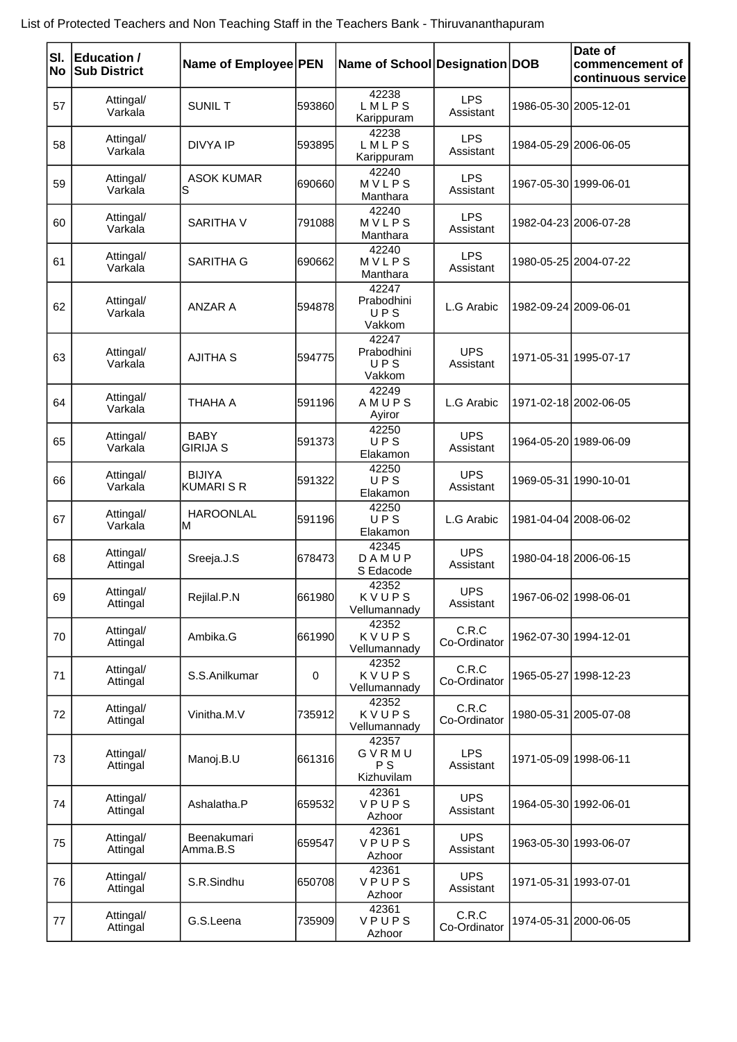List of Protected Teachers and Non Teaching Staff in the Teachers Bank - Thiruvananthapuram

| Sl. No | Education / Sub District | Name of Employee | PEN | Name of School | Designation | DOB | Date of commencement of continuous service |
|---|---|---|---|---|---|---|---|
| 57 | Attingal/ Varkala | SUNIL T | 593860 | 42238 L M L P S Karippuram | LPS Assistant | 1986-05-30 | 2005-12-01 |
| 58 | Attingal/ Varkala | DIVYA IP | 593895 | 42238 L M L P S Karippuram | LPS Assistant | 1984-05-29 | 2006-06-05 |
| 59 | Attingal/ Varkala | ASOK KUMAR S | 690660 | 42240 M V L P S Manthara | LPS Assistant | 1967-05-30 | 1999-06-01 |
| 60 | Attingal/ Varkala | SARITHA V | 791088 | 42240 M V L P S Manthara | LPS Assistant | 1982-04-23 | 2006-07-28 |
| 61 | Attingal/ Varkala | SARITHA G | 690662 | 42240 M V L P S Manthara | LPS Assistant | 1980-05-25 | 2004-07-22 |
| 62 | Attingal/ Varkala | ANZAR A | 594878 | 42247 Prabodhini U P S Vakkom | L.G Arabic | 1982-09-24 | 2009-06-01 |
| 63 | Attingal/ Varkala | AJITHA S | 594775 | 42247 Prabodhini U P S Vakkom | UPS Assistant | 1971-05-31 | 1995-07-17 |
| 64 | Attingal/ Varkala | THAHA A | 591196 | 42249 A M U P S Ayiror | L.G Arabic | 1971-02-18 | 2002-06-05 |
| 65 | Attingal/ Varkala | BABY GIRIJA S | 591373 | 42250 U P S Elakamon | UPS Assistant | 1964-05-20 | 1989-06-09 |
| 66 | Attingal/ Varkala | BIJIYA KUMARI S R | 591322 | 42250 U P S Elakamon | UPS Assistant | 1969-05-31 | 1990-10-01 |
| 67 | Attingal/ Varkala | HAROONLAL M | 591196 | 42250 U P S Elakamon | L.G Arabic | 1981-04-04 | 2008-06-02 |
| 68 | Attingal/ Attingal | Sreeja.J.S | 678473 | 42345 D A M U P S Edacode | UPS Assistant | 1980-04-18 | 2006-06-15 |
| 69 | Attingal/ Attingal | Rejilal.P.N | 661980 | 42352 K V U P S Vellumannady | UPS Assistant | 1967-06-02 | 1998-06-01 |
| 70 | Attingal/ Attingal | Ambika.G | 661990 | 42352 K V U P S Vellumannady | C.R.C Co-Ordinator | 1962-07-30 | 1994-12-01 |
| 71 | Attingal/ Attingal | S.S.Anilkumar | 0 | 42352 K V U P S Vellumannady | C.R.C Co-Ordinator | 1965-05-27 | 1998-12-23 |
| 72 | Attingal/ Attingal | Vinitha.M.V | 735912 | 42352 K V U P S Vellumannady | C.R.C Co-Ordinator | 1980-05-31 | 2005-07-08 |
| 73 | Attingal/ Attingal | Manoj.B.U | 661316 | 42357 G V R M U P S Kizhuvilam | LPS Assistant | 1971-05-09 | 1998-06-11 |
| 74 | Attingal/ Attingal | Ashalatha.P | 659532 | 42361 V P U P S Azhoor | UPS Assistant | 1964-05-30 | 1992-06-01 |
| 75 | Attingal/ Attingal | Beenakumari Amma.B.S | 659547 | 42361 V P U P S Azhoor | UPS Assistant | 1963-05-30 | 1993-06-07 |
| 76 | Attingal/ Attingal | S.R.Sindhu | 650708 | 42361 V P U P S Azhoor | UPS Assistant | 1971-05-31 | 1993-07-01 |
| 77 | Attingal/ Attingal | G.S.Leena | 735909 | 42361 V P U P S Azhoor | C.R.C Co-Ordinator | 1974-05-31 | 2000-06-05 |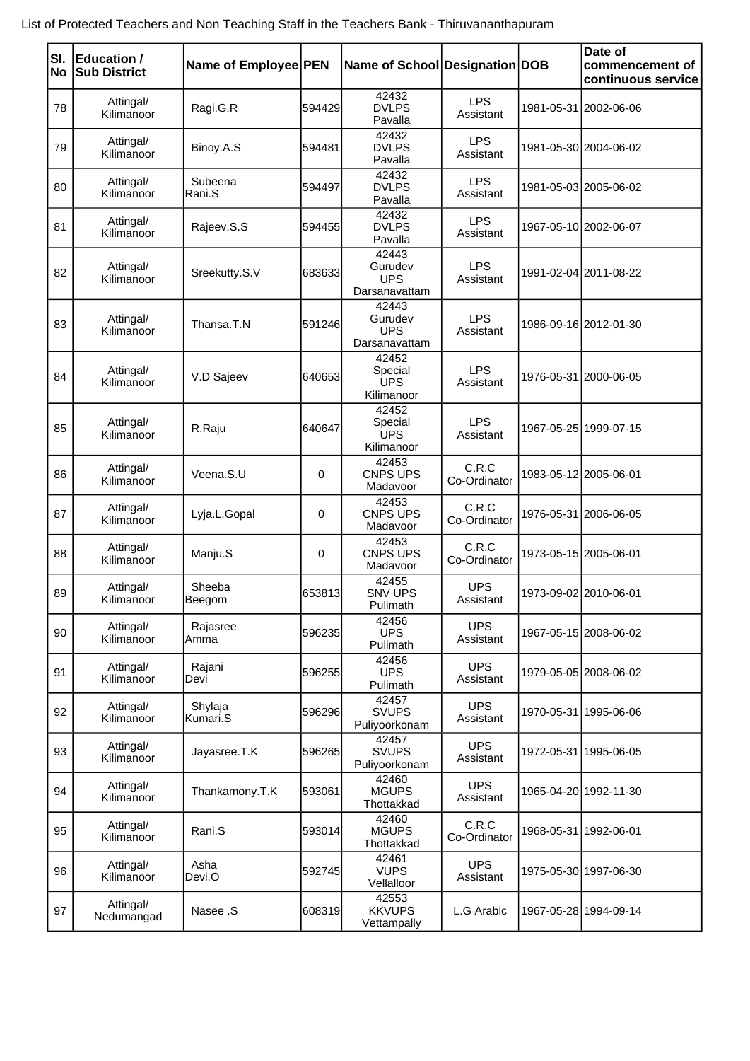List of Protected Teachers and Non Teaching Staff in the Teachers Bank - Thiruvananthapuram

| Sl. No | Education / Sub District | Name of Employee | PEN | Name of School | Designation | DOB | Date of commencement of continuous service |
|---|---|---|---|---|---|---|---|
| 78 | Attingal/ Kilimanoor | Ragi.G.R | 594429 | 42432 DVLPS Pavalla | LPS Assistant | 1981-05-31 | 2002-06-06 |
| 79 | Attingal/ Kilimanoor | Binoy.A.S | 594481 | 42432 DVLPS Pavalla | LPS Assistant | 1981-05-30 | 2004-06-02 |
| 80 | Attingal/ Kilimanoor | Subeena Rani.S | 594497 | 42432 DVLPS Pavalla | LPS Assistant | 1981-05-03 | 2005-06-02 |
| 81 | Attingal/ Kilimanoor | Rajeev.S.S | 594455 | 42432 DVLPS Pavalla | LPS Assistant | 1967-05-10 | 2002-06-07 |
| 82 | Attingal/ Kilimanoor | Sreekutty.S.V | 683633 | 42443 Gurudev UPS Darsanavattam | LPS Assistant | 1991-02-04 | 2011-08-22 |
| 83 | Attingal/ Kilimanoor | Thansa.T.N | 591246 | 42443 Gurudev UPS Darsanavattam | LPS Assistant | 1986-09-16 | 2012-01-30 |
| 84 | Attingal/ Kilimanoor | V.D Sajeev | 640653 | 42452 Special UPS Kilimanoor | LPS Assistant | 1976-05-31 | 2000-06-05 |
| 85 | Attingal/ Kilimanoor | R.Raju | 640647 | 42452 Special UPS Kilimanoor | LPS Assistant | 1967-05-25 | 1999-07-15 |
| 86 | Attingal/ Kilimanoor | Veena.S.U | 0 | 42453 CNPS UPS Madavoor | C.R.C Co-Ordinator | 1983-05-12 | 2005-06-01 |
| 87 | Attingal/ Kilimanoor | Lyja.L.Gopal | 0 | 42453 CNPS UPS Madavoor | C.R.C Co-Ordinator | 1976-05-31 | 2006-06-05 |
| 88 | Attingal/ Kilimanoor | Manju.S | 0 | 42453 CNPS UPS Madavoor | C.R.C Co-Ordinator | 1973-05-15 | 2005-06-01 |
| 89 | Attingal/ Kilimanoor | Sheeba Beegom | 653813 | 42455 SNV UPS Pulimath | UPS Assistant | 1973-09-02 | 2010-06-01 |
| 90 | Attingal/ Kilimanoor | Rajasree Amma | 596235 | 42456 UPS Pulimath | UPS Assistant | 1967-05-15 | 2008-06-02 |
| 91 | Attingal/ Kilimanoor | Rajani Devi | 596255 | 42456 UPS Pulimath | UPS Assistant | 1979-05-05 | 2008-06-02 |
| 92 | Attingal/ Kilimanoor | Shylaja Kumari.S | 596296 | 42457 SVUPS Puliyoorkonam | UPS Assistant | 1970-05-31 | 1995-06-06 |
| 93 | Attingal/ Kilimanoor | Jayasree.T.K | 596265 | 42457 SVUPS Puliyoorkonam | UPS Assistant | 1972-05-31 | 1995-06-05 |
| 94 | Attingal/ Kilimanoor | Thankamony.T.K | 593061 | 42460 MGUPS Thottakkad | UPS Assistant | 1965-04-20 | 1992-11-30 |
| 95 | Attingal/ Kilimanoor | Rani.S | 593014 | 42460 MGUPS Thottakkad | C.R.C Co-Ordinator | 1968-05-31 | 1992-06-01 |
| 96 | Attingal/ Kilimanoor | Asha Devi.O | 592745 | 42461 VUPS Vellalloor | UPS Assistant | 1975-05-30 | 1997-06-30 |
| 97 | Attingal/ Nedumangad | Nasee .S | 608319 | 42553 KKVUPS Vettampally | L.G Arabic | 1967-05-28 | 1994-09-14 |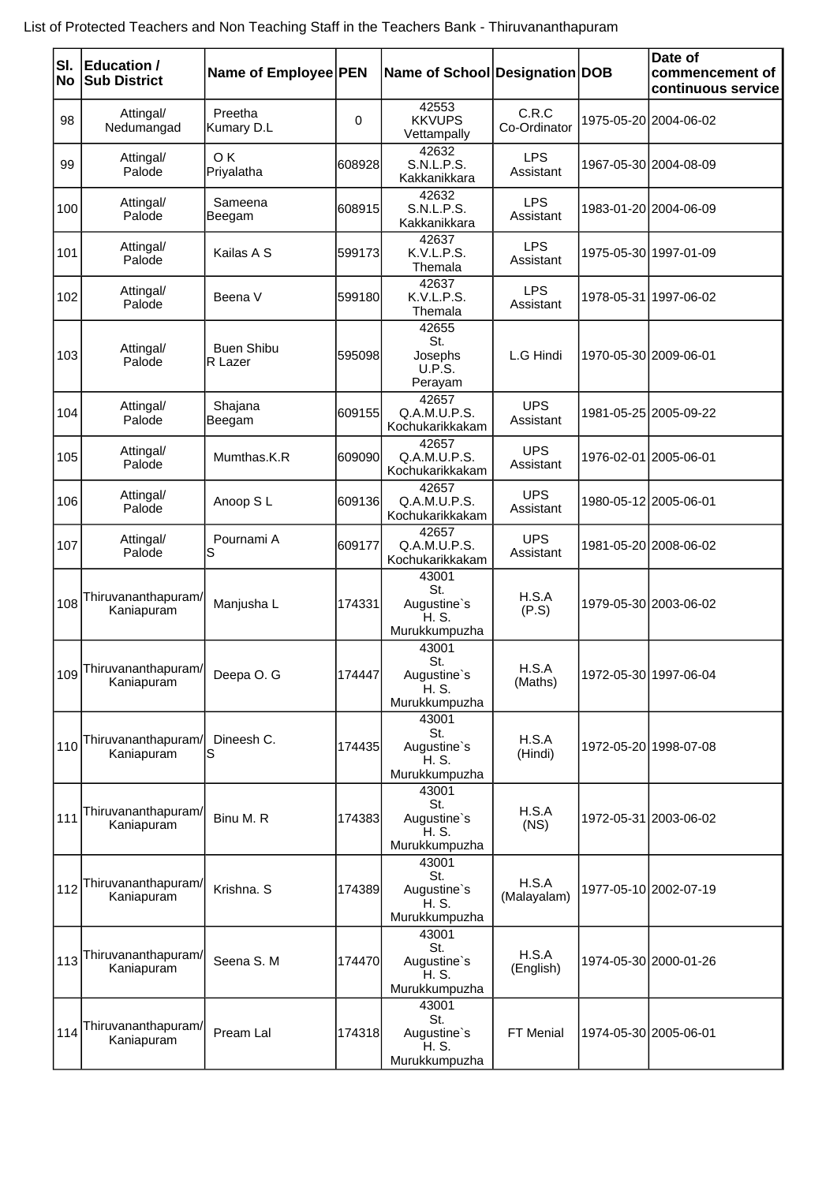List of Protected Teachers and Non Teaching Staff in the Teachers Bank - Thiruvananthapuram

| Sl. No | Education / Sub District | Name of Employee | PEN | Name of School | Designation | DOB | Date of commencement of continuous service |
|---|---|---|---|---|---|---|---|
| 98 | Attingal/ Nedumangad | Preetha Kumary D.L | 0 | 42553 KKVUPS Vettampally | C.R.C Co-Ordinator | 1975-05-20 | 2004-06-02 |
| 99 | Attingal/ Palode | O K Priyalatha | 608928 | 42632 S.N.L.P.S. Kakkanikkara | LPS Assistant | 1967-05-30 | 2004-08-09 |
| 100 | Attingal/ Palode | Sameena Beegam | 608915 | 42632 S.N.L.P.S. Kakkanikkara | LPS Assistant | 1983-01-20 | 2004-06-09 |
| 101 | Attingal/ Palode | Kailas A S | 599173 | 42637 K.V.L.P.S. Themala | LPS Assistant | 1975-05-30 | 1997-01-09 |
| 102 | Attingal/ Palode | Beena V | 599180 | 42637 K.V.L.P.S. Themala | LPS Assistant | 1978-05-31 | 1997-06-02 |
| 103 | Attingal/ Palode | Buen Shibu R Lazer | 595098 | 42655 St. Josephs U.P.S. Perayam | L.G Hindi | 1970-05-30 | 2009-06-01 |
| 104 | Attingal/ Palode | Shajana Beegam | 609155 | 42657 Q.A.M.U.P.S. Kochukarikkakam | UPS Assistant | 1981-05-25 | 2005-09-22 |
| 105 | Attingal/ Palode | Mumthas.K.R | 609090 | 42657 Q.A.M.U.P.S. Kochukarikkakam | UPS Assistant | 1976-02-01 | 2005-06-01 |
| 106 | Attingal/ Palode | Anoop S L | 609136 | 42657 Q.A.M.U.P.S. Kochukarikkakam | UPS Assistant | 1980-05-12 | 2005-06-01 |
| 107 | Attingal/ Palode | Pournami A S | 609177 | 42657 Q.A.M.U.P.S. Kochukarikkakam | UPS Assistant | 1981-05-20 | 2008-06-02 |
| 108 | Thiruvananthapuram/ Kaniapuram | Manjusha L | 174331 | 43001 St. Augustine`s H. S. Murukkumpuzha | H.S.A (P.S) | 1979-05-30 | 2003-06-02 |
| 109 | Thiruvananthapuram/ Kaniapuram | Deepa O. G | 174447 | 43001 St. Augustine`s H. S. Murukkumpuzha | H.S.A (Maths) | 1972-05-30 | 1997-06-04 |
| 110 | Thiruvananthapuram/ Kaniapuram | Dineesh C. S | 174435 | 43001 St. Augustine`s H. S. Murukkumpuzha | H.S.A (Hindi) | 1972-05-20 | 1998-07-08 |
| 111 | Thiruvananthapuram/ Kaniapuram | Binu M. R | 174383 | 43001 St. Augustine`s H. S. Murukkumpuzha | H.S.A (NS) | 1972-05-31 | 2003-06-02 |
| 112 | Thiruvananthapuram/ Kaniapuram | Krishna. S | 174389 | 43001 St. Augustine`s H. S. Murukkumpuzha | H.S.A (Malayalam) | 1977-05-10 | 2002-07-19 |
| 113 | Thiruvananthapuram/ Kaniapuram | Seena S. M | 174470 | 43001 St. Augustine`s H. S. Murukkumpuzha | H.S.A (English) | 1974-05-30 | 2000-01-26 |
| 114 | Thiruvananthapuram/ Kaniapuram | Pream Lal | 174318 | 43001 St. Augustine`s H. S. Murukkumpuzha | FT Menial | 1974-05-30 | 2005-06-01 |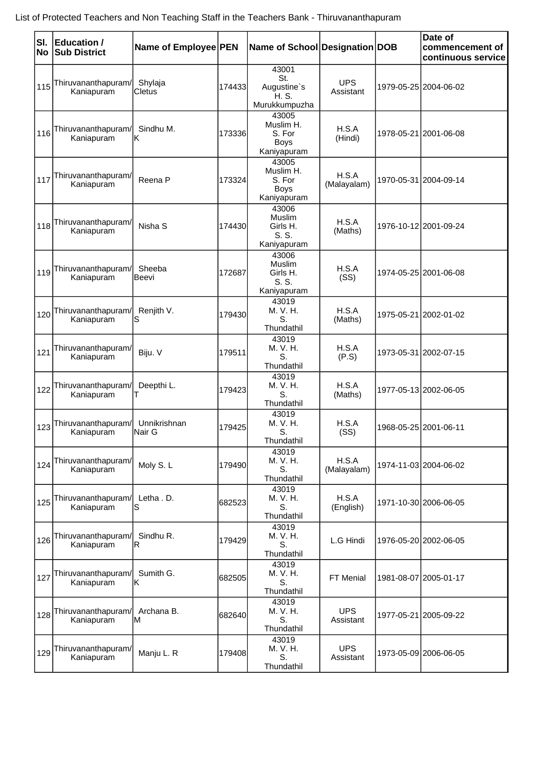List of Protected Teachers and Non Teaching Staff in the Teachers Bank - Thiruvananthapuram

| Sl. No | Education / Sub District | Name of Employee | PEN | Name of School | Designation | DOB | Date of commencement of continuous service |
|---|---|---|---|---|---|---|---|
| 115 | Thiruvananthapuram/ Kaniapuram | Shylaja Cletus | 174433 | 43001 St. Augustine`s H. S. Murukkumpuzha | UPS Assistant | 1979-05-25 | 2004-06-02 |
| 116 | Thiruvananthapuram/ Kaniapuram | Sindhu M. K | 173336 | 43005 Muslim H. S. For Boys Kaniyapuram | H.S.A (Hindi) | 1978-05-21 | 2001-06-08 |
| 117 | Thiruvananthapuram/ Kaniapuram | Reena P | 173324 | 43005 Muslim H. S. For Boys Kaniyapuram | H.S.A (Malayalam) | 1970-05-31 | 2004-09-14 |
| 118 | Thiruvananthapuram/ Kaniapuram | Nisha S | 174430 | 43006 Muslim Girls H. S. S. Kaniyapuram | H.S.A (Maths) | 1976-10-12 | 2001-09-24 |
| 119 | Thiruvananthapuram/ Kaniapuram | Sheeba Beevi | 172687 | 43006 Muslim Girls H. S. S. Kaniyapuram | H.S.A (SS) | 1974-05-25 | 2001-06-08 |
| 120 | Thiruvananthapuram/ Kaniapuram | Renjith V. S | 179430 | 43019 M. V. H. S. Thundathil | H.S.A (Maths) | 1975-05-21 | 2002-01-02 |
| 121 | Thiruvananthapuram/ Kaniapuram | Biju. V | 179511 | 43019 M. V. H. S. Thundathil | H.S.A (P.S) | 1973-05-31 | 2002-07-15 |
| 122 | Thiruvananthapuram/ Kaniapuram | Deepthi L. T | 179423 | 43019 M. V. H. S. Thundathil | H.S.A (Maths) | 1977-05-13 | 2002-06-05 |
| 123 | Thiruvananthapuram/ Kaniapuram | Unnikrishnan Nair G | 179425 | 43019 M. V. H. S. Thundathil | H.S.A (SS) | 1968-05-25 | 2001-06-11 |
| 124 | Thiruvananthapuram/ Kaniapuram | Moly S. L | 179490 | 43019 M. V. H. S. Thundathil | H.S.A (Malayalam) | 1974-11-03 | 2004-06-02 |
| 125 | Thiruvananthapuram/ Kaniapuram | Letha . D. S | 682523 | 43019 M. V. H. S. Thundathil | H.S.A (English) | 1971-10-30 | 2006-06-05 |
| 126 | Thiruvananthapuram/ Kaniapuram | Sindhu R. R | 179429 | 43019 M. V. H. S. Thundathil | L.G Hindi | 1976-05-20 | 2002-06-05 |
| 127 | Thiruvananthapuram/ Kaniapuram | Sumith G. K | 682505 | 43019 M. V. H. S. Thundathil | FT Menial | 1981-08-07 | 2005-01-17 |
| 128 | Thiruvananthapuram/ Kaniapuram | Archana B. M | 682640 | 43019 M. V. H. S. Thundathil | UPS Assistant | 1977-05-21 | 2005-09-22 |
| 129 | Thiruvananthapuram/ Kaniapuram | Manju L. R | 179408 | 43019 M. V. H. S. Thundathil | UPS Assistant | 1973-05-09 | 2006-06-05 |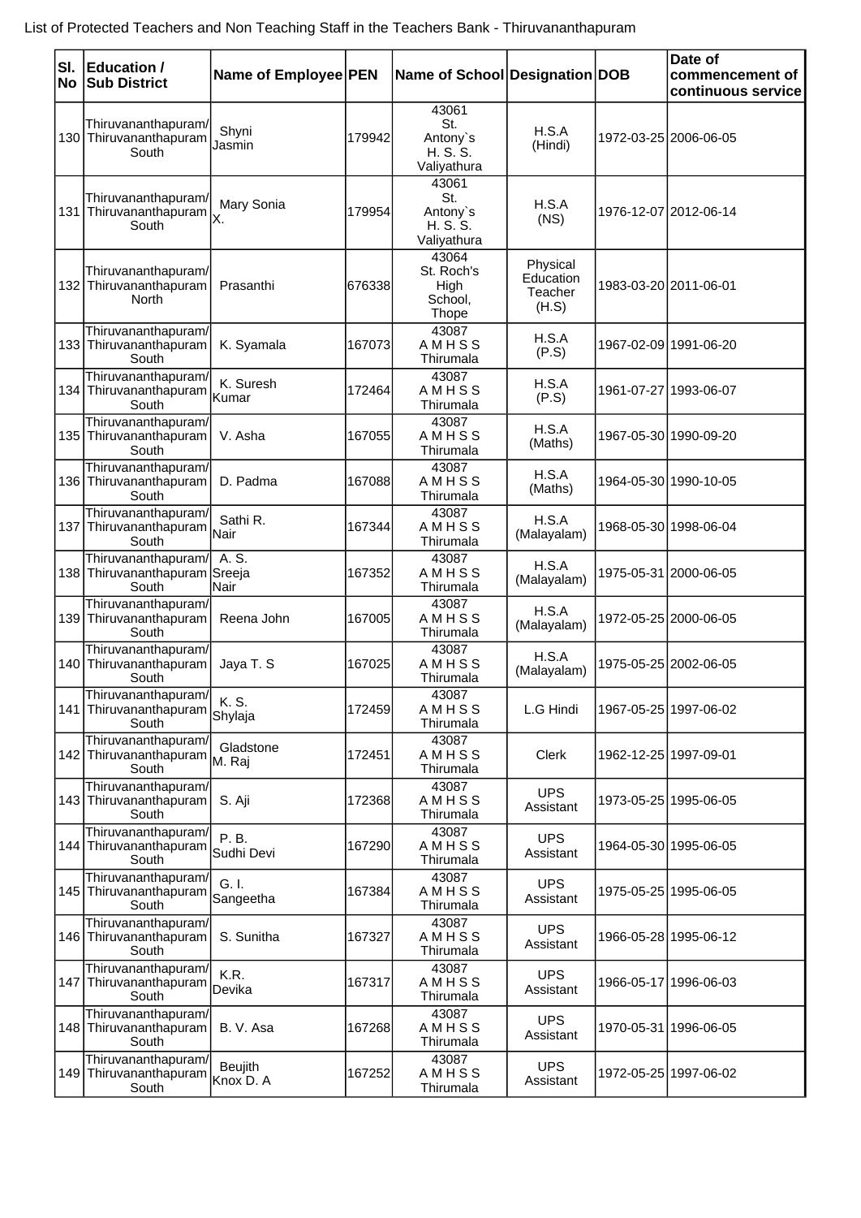List of Protected Teachers and Non Teaching Staff in the Teachers Bank - Thiruvananthapuram

| Sl. No | Education / Sub District | Name of Employee | PEN | Name of School | Designation | DOB | Date of commencement of continuous service |
|---|---|---|---|---|---|---|---|
| 130 | Thiruvananthapuram/ Thiruvananthapuram South | Shyni Jasmin | 179942 | 43061 St. Antony`s H. S. S. Valiyathura | H.S.A (Hindi) | 1972-03-25 | 2006-06-05 |
| 131 | Thiruvananthapuram/ Thiruvananthapuram South | Mary Sonia X. | 179954 | 43061 St. Antony`s H. S. S. Valiyathura | H.S.A (NS) | 1976-12-07 | 2012-06-14 |
| 132 | Thiruvananthapuram/ Thiruvananthapuram North | Prasanthi | 676338 | 43064 St. Roch's High School, Thope | Physical Education Teacher (H.S) | 1983-03-20 | 2011-06-01 |
| 133 | Thiruvananthapuram/ Thiruvananthapuram South | K. Syamala | 167073 | 43087 A M H S S Thirumala | H.S.A (P.S) | 1967-02-09 | 1991-06-20 |
| 134 | Thiruvananthapuram/ Thiruvananthapuram South | K. Suresh Kumar | 172464 | 43087 A M H S S Thirumala | H.S.A (P.S) | 1961-07-27 | 1993-06-07 |
| 135 | Thiruvananthapuram/ Thiruvananthapuram South | V. Asha | 167055 | 43087 A M H S S Thirumala | H.S.A (Maths) | 1967-05-30 | 1990-09-20 |
| 136 | Thiruvananthapuram/ Thiruvananthapuram South | D. Padma | 167088 | 43087 A M H S S Thirumala | H.S.A (Maths) | 1964-05-30 | 1990-10-05 |
| 137 | Thiruvananthapuram/ Thiruvananthapuram South | Sathi R. Nair | 167344 | 43087 A M H S S Thirumala | H.S.A (Malayalam) | 1968-05-30 | 1998-06-04 |
| 138 | Thiruvananthapuram/ Thiruvananthapuram South | A. S. Sreeja Nair | 167352 | 43087 A M H S S Thirumala | H.S.A (Malayalam) | 1975-05-31 | 2000-06-05 |
| 139 | Thiruvananthapuram/ Thiruvananthapuram South | Reena John | 167005 | 43087 A M H S S Thirumala | H.S.A (Malayalam) | 1972-05-25 | 2000-06-05 |
| 140 | Thiruvananthapuram/ Thiruvananthapuram South | Jaya T. S | 167025 | 43087 A M H S S Thirumala | H.S.A (Malayalam) | 1975-05-25 | 2002-06-05 |
| 141 | Thiruvananthapuram/ Thiruvananthapuram South | K. S. Shylaja | 172459 | 43087 A M H S S Thirumala | L.G Hindi | 1967-05-25 | 1997-06-02 |
| 142 | Thiruvananthapuram/ Thiruvananthapuram South | Gladstone M. Raj | 172451 | 43087 A M H S S Thirumala | Clerk | 1962-12-25 | 1997-09-01 |
| 143 | Thiruvananthapuram/ Thiruvananthapuram South | S. Aji | 172368 | 43087 A M H S S Thirumala | UPS Assistant | 1973-05-25 | 1995-06-05 |
| 144 | Thiruvananthapuram/ Thiruvananthapuram South | P. B. Sudhi Devi | 167290 | 43087 A M H S S Thirumala | UPS Assistant | 1964-05-30 | 1995-06-05 |
| 145 | Thiruvananthapuram/ Thiruvananthapuram South | G. I. Sangeetha | 167384 | 43087 A M H S S Thirumala | UPS Assistant | 1975-05-25 | 1995-06-05 |
| 146 | Thiruvananthapuram/ Thiruvananthapuram South | S. Sunitha | 167327 | 43087 A M H S S Thirumala | UPS Assistant | 1966-05-28 | 1995-06-12 |
| 147 | Thiruvananthapuram/ Thiruvananthapuram South | K.R. Devika | 167317 | 43087 A M H S S Thirumala | UPS Assistant | 1966-05-17 | 1996-06-03 |
| 148 | Thiruvananthapuram/ Thiruvananthapuram South | B. V. Asa | 167268 | 43087 A M H S S Thirumala | UPS Assistant | 1970-05-31 | 1996-06-05 |
| 149 | Thiruvananthapuram/ Thiruvananthapuram South | Beujith Knox D. A | 167252 | 43087 A M H S S Thirumala | UPS Assistant | 1972-05-25 | 1997-06-02 |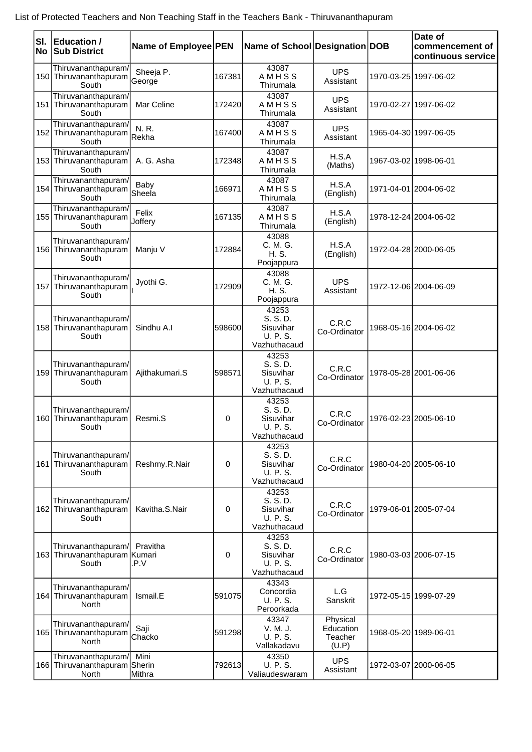List of Protected Teachers and Non Teaching Staff in the Teachers Bank - Thiruvananthapuram

| Sl. No | Education / Sub District | Name of Employee | PEN | Name of School | Designation | DOB | Date of commencement of continuous service |
|---|---|---|---|---|---|---|---|
| 150 | Thiruvananthapuram/ Thiruvananthapuram South | Sheeja P. George | 167381 | 43087 A M H S S Thirumala | UPS Assistant | 1970-03-25 | 1997-06-02 |
| 151 | Thiruvananthapuram/ Thiruvananthapuram South | Mar Celine | 172420 | 43087 A M H S S Thirumala | UPS Assistant | 1970-02-27 | 1997-06-02 |
| 152 | Thiruvananthapuram/ Thiruvananthapuram South | N. R. Rekha | 167400 | 43087 A M H S S Thirumala | UPS Assistant | 1965-04-30 | 1997-06-05 |
| 153 | Thiruvananthapuram/ Thiruvananthapuram South | A. G. Asha | 172348 | 43087 A M H S S Thirumala | H.S.A (Maths) | 1967-03-02 | 1998-06-01 |
| 154 | Thiruvananthapuram/ Thiruvananthapuram South | Baby Sheela | 166971 | 43087 A M H S S Thirumala | H.S.A (English) | 1971-04-01 | 2004-06-02 |
| 155 | Thiruvananthapuram/ Thiruvananthapuram South | Felix Joffery | 167135 | 43087 A M H S S Thirumala | H.S.A (English) | 1978-12-24 | 2004-06-02 |
| 156 | Thiruvananthapuram/ Thiruvananthapuram South | Manju V | 172884 | 43088 C. M. G. H. S. Poojappura | H.S.A (English) | 1972-04-28 | 2000-06-05 |
| 157 | Thiruvananthapuram/ Thiruvananthapuram South | Jyothi G. I | 172909 | 43088 C. M. G. H. S. Poojappura | UPS Assistant | 1972-12-06 | 2004-06-09 |
| 158 | Thiruvananthapuram/ Thiruvananthapuram South | Sindhu A.I | 598600 | 43253 S. S. D. Sisuvihar U. P. S. Vazhuthacaud | C.R.C Co-Ordinator | 1968-05-16 | 2004-06-02 |
| 159 | Thiruvananthapuram/ Thiruvananthapuram South | Ajithakumari.S | 598571 | 43253 S. S. D. Sisuvihar U. P. S. Vazhuthacaud | C.R.C Co-Ordinator | 1978-05-28 | 2001-06-06 |
| 160 | Thiruvananthapuram/ Thiruvananthapuram South | Resmi.S | 0 | 43253 S. S. D. Sisuvihar U. P. S. Vazhuthacaud | C.R.C Co-Ordinator | 1976-02-23 | 2005-06-10 |
| 161 | Thiruvananthapuram/ Thiruvananthapuram South | Reshmy.R.Nair | 0 | 43253 S. S. D. Sisuvihar U. P. S. Vazhuthacaud | C.R.C Co-Ordinator | 1980-04-20 | 2005-06-10 |
| 162 | Thiruvananthapuram/ Thiruvananthapuram South | Kavitha.S.Nair | 0 | 43253 S. S. D. Sisuvihar U. P. S. Vazhuthacaud | C.R.C Co-Ordinator | 1979-06-01 | 2005-07-04 |
| 163 | Thiruvananthapuram/ Thiruvananthapuram South | Pravitha Kumari .P.V | 0 | 43253 S. S. D. Sisuvihar U. P. S. Vazhuthacaud | C.R.C Co-Ordinator | 1980-03-03 | 2006-07-15 |
| 164 | Thiruvananthapuram/ Thiruvananthapuram North | Ismail.E | 591075 | 43343 Concordia U. P. S. Peroorkada | L.G Sanskrit | 1972-05-15 | 1999-07-29 |
| 165 | Thiruvananthapuram/ Thiruvananthapuram North | Saji Chacko | 591298 | 43347 V. M. J. U. P. S. Vallakadavu | Physical Education Teacher (U.P) | 1968-05-20 | 1989-06-01 |
| 166 | Thiruvananthapuram/ Thiruvananthapuram North | Mini Sherin Mithra | 792613 | 43350 U. P. S. Valiaudeswaram | UPS Assistant | 1972-03-07 | 2000-06-05 |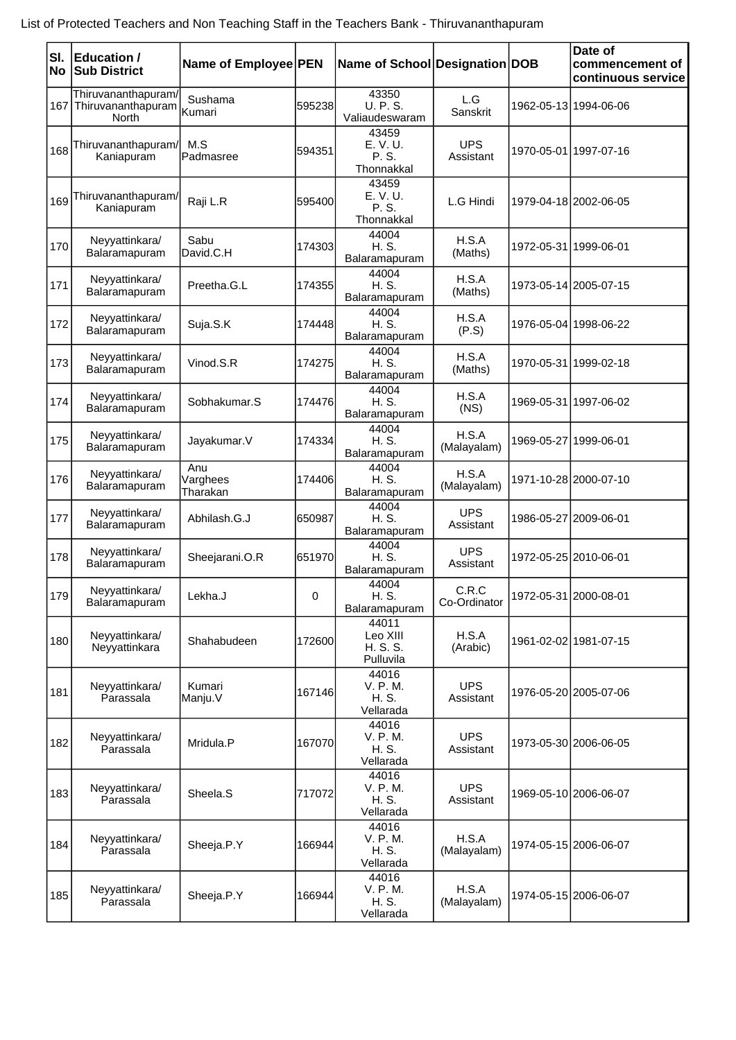List of Protected Teachers and Non Teaching Staff in the Teachers Bank - Thiruvananthapuram

| Sl. No | Education / Sub District | Name of Employee | PEN | Name of School | Designation | DOB | Date of commencement of continuous service |
|---|---|---|---|---|---|---|---|
| 167 | Thiruvananthapuram/ Thiruvananthapuram North | Sushama Kumari | 595238 | 43350 U. P. S. Valiaudeswaram | L.G Sanskrit | 1962-05-13 | 1994-06-06 |
| 168 | Thiruvananthapuram/ Kaniapuram | M.S Padmasree | 594351 | 43459 E. V. U. P. S. Thonnakkal | UPS Assistant | 1970-05-01 | 1997-07-16 |
| 169 | Thiruvananthapuram/ Kaniapuram | Raji L.R | 595400 | 43459 E. V. U. P. S. Thonnakkal | L.G Hindi | 1979-04-18 | 2002-06-05 |
| 170 | Neyyattinkara/ Balaramapuram | Sabu David.C.H | 174303 | 44004 H. S. Balaramapuram | H.S.A (Maths) | 1972-05-31 | 1999-06-01 |
| 171 | Neyyattinkara/ Balaramapuram | Preetha.G.L | 174355 | 44004 H. S. Balaramapuram | H.S.A (Maths) | 1973-05-14 | 2005-07-15 |
| 172 | Neyyattinkara/ Balaramapuram | Suja.S.K | 174448 | 44004 H. S. Balaramapuram | H.S.A (P.S) | 1976-05-04 | 1998-06-22 |
| 173 | Neyyattinkara/ Balaramapuram | Vinod.S.R | 174275 | 44004 H. S. Balaramapuram | H.S.A (Maths) | 1970-05-31 | 1999-02-18 |
| 174 | Neyyattinkara/ Balaramapuram | Sobhakumar.S | 174476 | 44004 H. S. Balaramapuram | H.S.A (NS) | 1969-05-31 | 1997-06-02 |
| 175 | Neyyattinkara/ Balaramapuram | Jayakumar.V | 174334 | 44004 H. S. Balaramapuram | H.S.A (Malayalam) | 1969-05-27 | 1999-06-01 |
| 176 | Neyyattinkara/ Balaramapuram | Anu Varghees Tharakan | 174406 | 44004 H. S. Balaramapuram | H.S.A (Malayalam) | 1971-10-28 | 2000-07-10 |
| 177 | Neyyattinkara/ Balaramapuram | Abhilash.G.J | 650987 | 44004 H. S. Balaramapuram | UPS Assistant | 1986-05-27 | 2009-06-01 |
| 178 | Neyyattinkara/ Balaramapuram | Sheejarani.O.R | 651970 | 44004 H. S. Balaramapuram | UPS Assistant | 1972-05-25 | 2010-06-01 |
| 179 | Neyyattinkara/ Balaramapuram | Lekha.J | 0 | 44004 H. S. Balaramapuram | C.R.C Co-Ordinator | 1972-05-31 | 2000-08-01 |
| 180 | Neyyattinkara/ Neyyattinkara | Shahabudeen | 172600 | 44011 Leo XIII H. S. S. Pulluvila | H.S.A (Arabic) | 1961-02-02 | 1981-07-15 |
| 181 | Neyyattinkara/ Parassala | Kumari Manju.V | 167146 | 44016 V. P. M. H. S. Vellarada | UPS Assistant | 1976-05-20 | 2005-07-06 |
| 182 | Neyyattinkara/ Parassala | Mridula.P | 167070 | 44016 V. P. M. H. S. Vellarada | UPS Assistant | 1973-05-30 | 2006-06-05 |
| 183 | Neyyattinkara/ Parassala | Sheela.S | 717072 | 44016 V. P. M. H. S. Vellarada | UPS Assistant | 1969-05-10 | 2006-06-07 |
| 184 | Neyyattinkara/ Parassala | Sheeja.P.Y | 166944 | 44016 V. P. M. H. S. Vellarada | H.S.A (Malayalam) | 1974-05-15 | 2006-06-07 |
| 185 | Neyyattinkara/ Parassala | Sheeja.P.Y | 166944 | 44016 V. P. M. H. S. Vellarada | H.S.A (Malayalam) | 1974-05-15 | 2006-06-07 |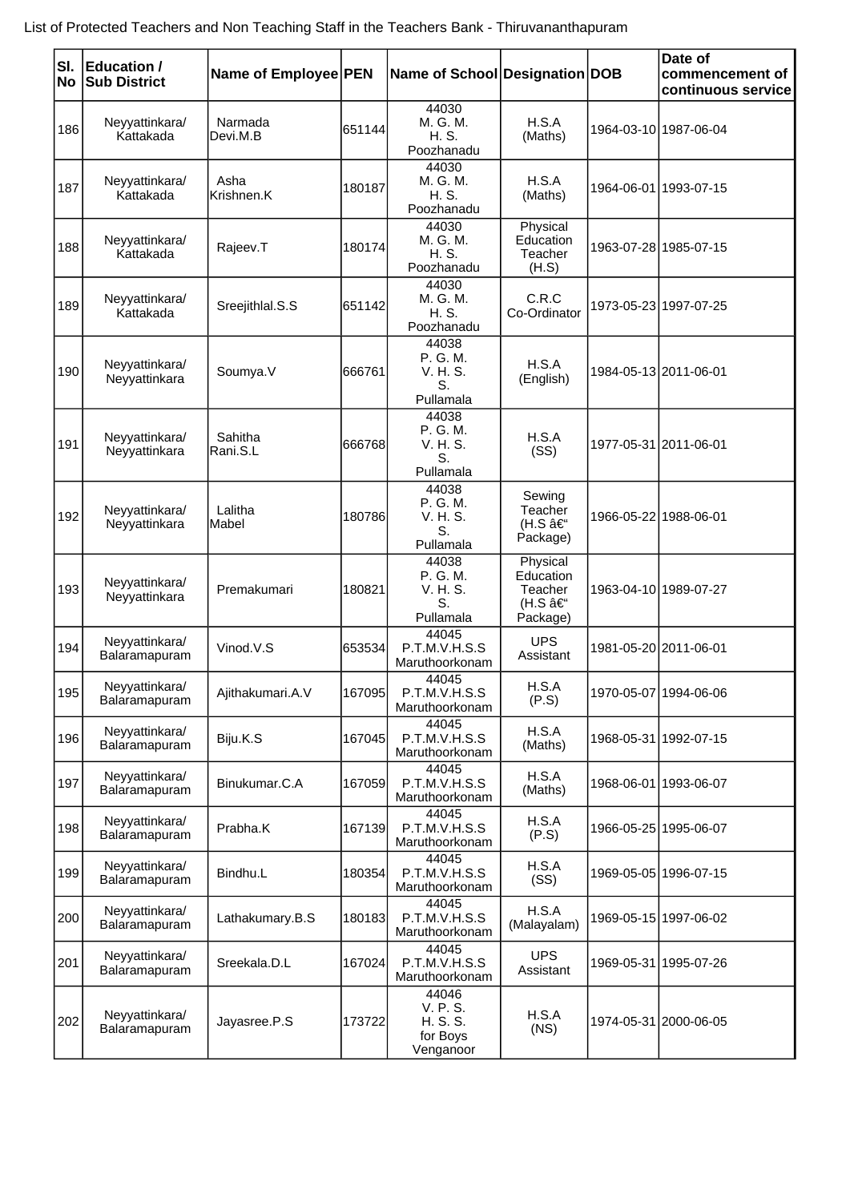List of Protected Teachers and Non Teaching Staff in the Teachers Bank - Thiruvananthapuram

| Sl. No | Education / Sub District | Name of Employee | PEN | Name of School | Designation | DOB | Date of commencement of continuous service |
|---|---|---|---|---|---|---|---|
| 186 | Neyyattinkara/ Kattakada | Narmada Devi.M.B | 651144 | 44030 M. G. M. H. S. Poozhanadu | H.S.A (Maths) | 1964-03-10 | 1987-06-04 |
| 187 | Neyyattinkara/ Kattakada | Asha Krishnen.K | 180187 | 44030 M. G. M. H. S. Poozhanadu | H.S.A (Maths) | 1964-06-01 | 1993-07-15 |
| 188 | Neyyattinkara/ Kattakada | Rajeev.T | 180174 | 44030 M. G. M. H. S. Poozhanadu | Physical Education Teacher (H.S) | 1963-07-28 | 1985-07-15 |
| 189 | Neyyattinkara/ Kattakada | Sreejithlal.S.S | 651142 | 44030 M. G. M. H. S. Poozhanadu | C.R.C Co-Ordinator | 1973-05-23 | 1997-07-25 |
| 190 | Neyyattinkara/ Neyyattinkara | Soumya.V | 666761 | 44038 P. G. M. V. H. S. S. Pullamala | H.S.A (English) | 1984-05-13 | 2011-06-01 |
| 191 | Neyyattinkara/ Neyyattinkara | Sahitha Rani.S.L | 666768 | 44038 P. G. M. V. H. S. S. Pullamala | H.S.A (SS) | 1977-05-31 | 2011-06-01 |
| 192 | Neyyattinkara/ Neyyattinkara | Lalitha Mabel | 180786 | 44038 P. G. M. V. H. S. S. Pullamala | Sewing Teacher (H.S â€“ Package) | 1966-05-22 | 1988-06-01 |
| 193 | Neyyattinkara/ Neyyattinkara | Premakumari | 180821 | 44038 P. G. M. V. H. S. S. Pullamala | Physical Education Teacher (H.S â€“ Package) | 1963-04-10 | 1989-07-27 |
| 194 | Neyyattinkara/ Balaramapuram | Vinod.V.S | 653534 | 44045 P.T.M.V.H.S.S Maruthoorkonam | UPS Assistant | 1981-05-20 | 2011-06-01 |
| 195 | Neyyattinkara/ Balaramapuram | Ajithakumari.A.V | 167095 | 44045 P.T.M.V.H.S.S Maruthoorkonam | H.S.A (P.S) | 1970-05-07 | 1994-06-06 |
| 196 | Neyyattinkara/ Balaramapuram | Biju.K.S | 167045 | 44045 P.T.M.V.H.S.S Maruthoorkonam | H.S.A (Maths) | 1968-05-31 | 1992-07-15 |
| 197 | Neyyattinkara/ Balaramapuram | Binukumar.C.A | 167059 | 44045 P.T.M.V.H.S.S Maruthoorkonam | H.S.A (Maths) | 1968-06-01 | 1993-06-07 |
| 198 | Neyyattinkara/ Balaramapuram | Prabha.K | 167139 | 44045 P.T.M.V.H.S.S Maruthoorkonam | H.S.A (P.S) | 1966-05-25 | 1995-06-07 |
| 199 | Neyyattinkara/ Balaramapuram | Bindhu.L | 180354 | 44045 P.T.M.V.H.S.S Maruthoorkonam | H.S.A (SS) | 1969-05-05 | 1996-07-15 |
| 200 | Neyyattinkara/ Balaramapuram | Lathakumary.B.S | 180183 | 44045 P.T.M.V.H.S.S Maruthoorkonam | H.S.A (Malayalam) | 1969-05-15 | 1997-06-02 |
| 201 | Neyyattinkara/ Balaramapuram | Sreekala.D.L | 167024 | 44045 P.T.M.V.H.S.S Maruthoorkonam | UPS Assistant | 1969-05-31 | 1995-07-26 |
| 202 | Neyyattinkara/ Balaramapuram | Jayasree.P.S | 173722 | 44046 V. P. S. H. S. S. for Boys Venganoor | H.S.A (NS) | 1974-05-31 | 2000-06-05 |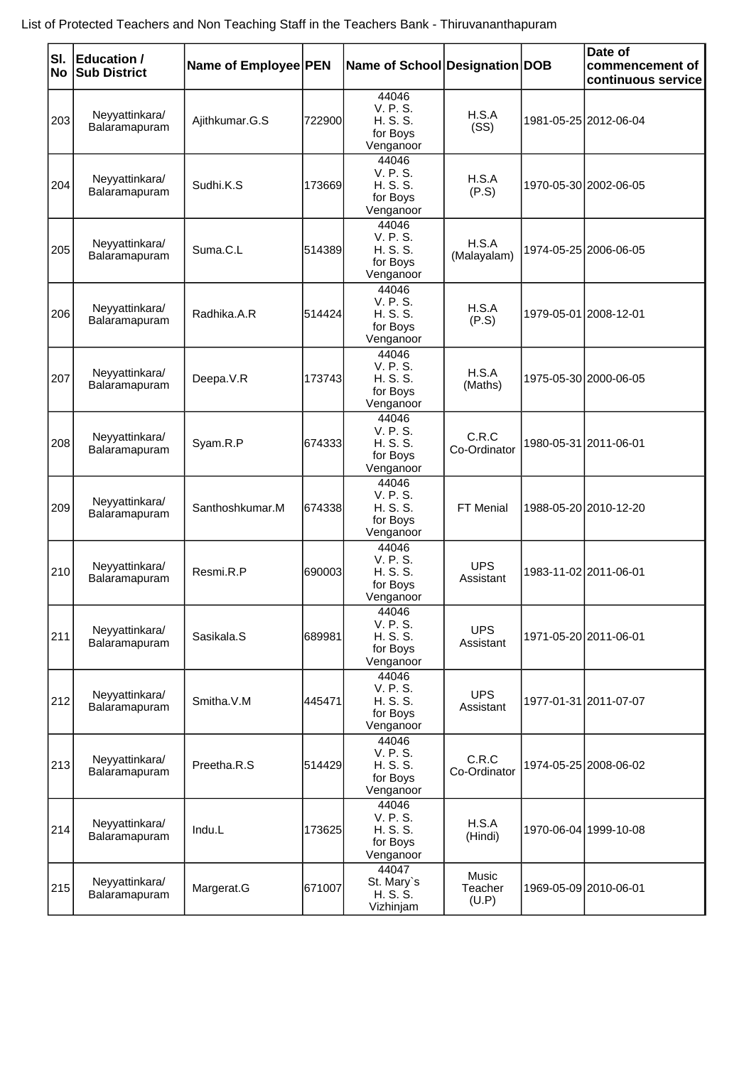List of Protected Teachers and Non Teaching Staff in the Teachers Bank - Thiruvananthapuram

| Sl. No | Education / Sub District | Name of Employee | PEN | Name of School | Designation | DOB | Date of commencement of continuous service |
|---|---|---|---|---|---|---|---|
| 203 | Neyyattinkara/ Balaramapuram | Ajithkumar.G.S | 722900 | 44046 V. P. S. H. S. S. for Boys Venganoor | H.S.A (SS) | 1981-05-25 | 2012-06-04 |
| 204 | Neyyattinkara/ Balaramapuram | Sudhi.K.S | 173669 | 44046 V. P. S. H. S. S. for Boys Venganoor | H.S.A (P.S) | 1970-05-30 | 2002-06-05 |
| 205 | Neyyattinkara/ Balaramapuram | Suma.C.L | 514389 | 44046 V. P. S. H. S. S. for Boys Venganoor | H.S.A (Malayalam) | 1974-05-25 | 2006-06-05 |
| 206 | Neyyattinkara/ Balaramapuram | Radhika.A.R | 514424 | 44046 V. P. S. H. S. S. for Boys Venganoor | H.S.A (P.S) | 1979-05-01 | 2008-12-01 |
| 207 | Neyyattinkara/ Balaramapuram | Deepa.V.R | 173743 | 44046 V. P. S. H. S. S. for Boys Venganoor | H.S.A (Maths) | 1975-05-30 | 2000-06-05 |
| 208 | Neyyattinkara/ Balaramapuram | Syam.R.P | 674333 | 44046 V. P. S. H. S. S. for Boys Venganoor | C.R.C Co-Ordinator | 1980-05-31 | 2011-06-01 |
| 209 | Neyyattinkara/ Balaramapuram | Santhoshkumar.M | 674338 | 44046 V. P. S. H. S. S. for Boys Venganoor | FT Menial | 1988-05-20 | 2010-12-20 |
| 210 | Neyyattinkara/ Balaramapuram | Resmi.R.P | 690003 | 44046 V. P. S. H. S. S. for Boys Venganoor | UPS Assistant | 1983-11-02 | 2011-06-01 |
| 211 | Neyyattinkara/ Balaramapuram | Sasikala.S | 689981 | 44046 V. P. S. H. S. S. for Boys Venganoor | UPS Assistant | 1971-05-20 | 2011-06-01 |
| 212 | Neyyattinkara/ Balaramapuram | Smitha.V.M | 445471 | 44046 V. P. S. H. S. S. for Boys Venganoor | UPS Assistant | 1977-01-31 | 2011-07-07 |
| 213 | Neyyattinkara/ Balaramapuram | Preetha.R.S | 514429 | 44046 V. P. S. H. S. S. for Boys Venganoor | C.R.C Co-Ordinator | 1974-05-25 | 2008-06-02 |
| 214 | Neyyattinkara/ Balaramapuram | Indu.L | 173625 | 44046 V. P. S. H. S. S. for Boys Venganoor | H.S.A (Hindi) | 1970-06-04 | 1999-10-08 |
| 215 | Neyyattinkara/ Balaramapuram | Margerat.G | 671007 | 44047 St. Mary`s H. S. S. Vizhinjam | Music Teacher (U.P) | 1969-05-09 | 2010-06-01 |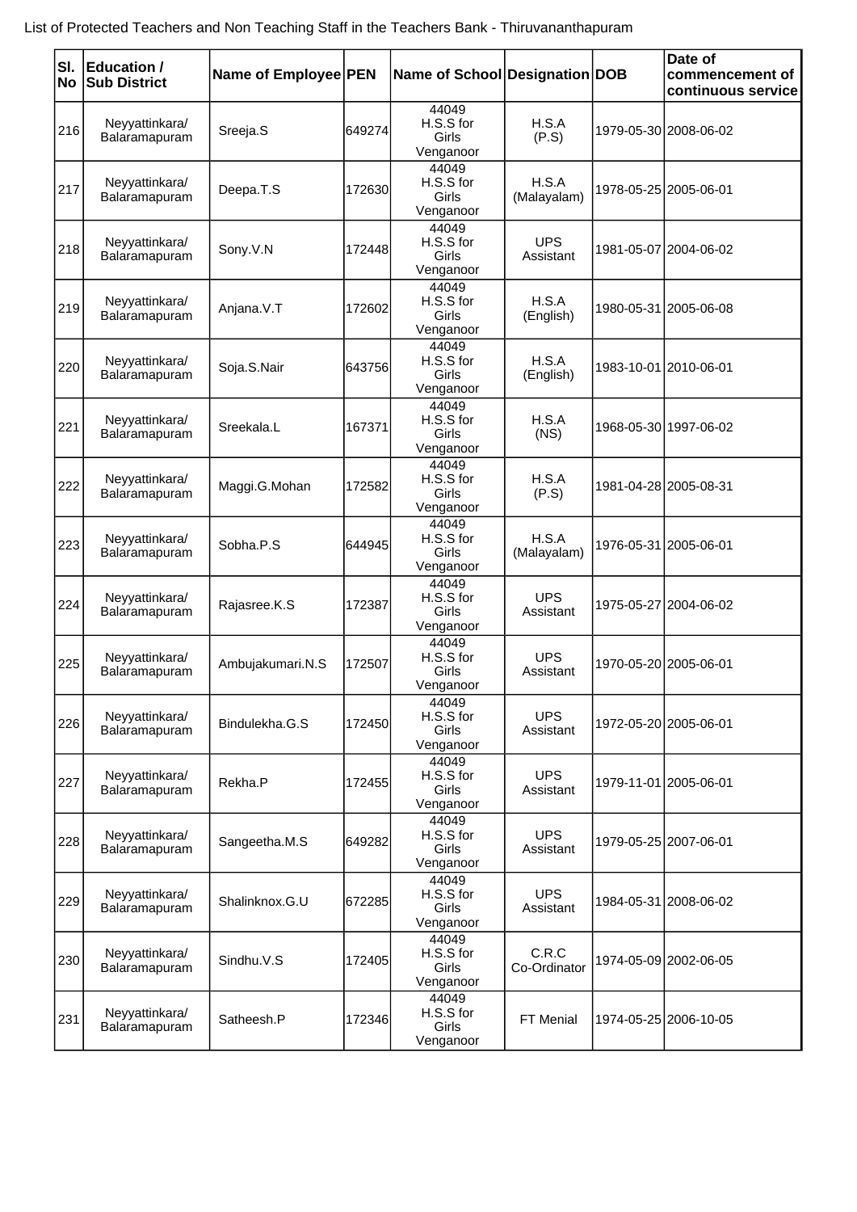List of Protected Teachers and Non Teaching Staff in the Teachers Bank - Thiruvananthapuram

| Sl. No | Education / Sub District | Name of Employee | PEN | Name of School | Designation | DOB | Date of commencement of continuous service |
|---|---|---|---|---|---|---|---|
| 216 | Neyyattinkara/ Balaramapuram | Sreeja.S | 649274 | 44049 H.S.S for Girls Venganoor | H.S.A (P.S) | 1979-05-30 | 2008-06-02 |
| 217 | Neyyattinkara/ Balaramapuram | Deepa.T.S | 172630 | 44049 H.S.S for Girls Venganoor | H.S.A (Malayalam) | 1978-05-25 | 2005-06-01 |
| 218 | Neyyattinkara/ Balaramapuram | Sony.V.N | 172448 | 44049 H.S.S for Girls Venganoor | UPS Assistant | 1981-05-07 | 2004-06-02 |
| 219 | Neyyattinkara/ Balaramapuram | Anjana.V.T | 172602 | 44049 H.S.S for Girls Venganoor | H.S.A (English) | 1980-05-31 | 2005-06-08 |
| 220 | Neyyattinkara/ Balaramapuram | Soja.S.Nair | 643756 | 44049 H.S.S for Girls Venganoor | H.S.A (English) | 1983-10-01 | 2010-06-01 |
| 221 | Neyyattinkara/ Balaramapuram | Sreekala.L | 167371 | 44049 H.S.S for Girls Venganoor | H.S.A (NS) | 1968-05-30 | 1997-06-02 |
| 222 | Neyyattinkara/ Balaramapuram | Maggi.G.Mohan | 172582 | 44049 H.S.S for Girls Venganoor | H.S.A (P.S) | 1981-04-28 | 2005-08-31 |
| 223 | Neyyattinkara/ Balaramapuram | Sobha.P.S | 644945 | 44049 H.S.S for Girls Venganoor | H.S.A (Malayalam) | 1976-05-31 | 2005-06-01 |
| 224 | Neyyattinkara/ Balaramapuram | Rajasree.K.S | 172387 | 44049 H.S.S for Girls Venganoor | UPS Assistant | 1975-05-27 | 2004-06-02 |
| 225 | Neyyattinkara/ Balaramapuram | Ambujakumari.N.S | 172507 | 44049 H.S.S for Girls Venganoor | UPS Assistant | 1970-05-20 | 2005-06-01 |
| 226 | Neyyattinkara/ Balaramapuram | Bindulekha.G.S | 172450 | 44049 H.S.S for Girls Venganoor | UPS Assistant | 1972-05-20 | 2005-06-01 |
| 227 | Neyyattinkara/ Balaramapuram | Rekha.P | 172455 | 44049 H.S.S for Girls Venganoor | UPS Assistant | 1979-11-01 | 2005-06-01 |
| 228 | Neyyattinkara/ Balaramapuram | Sangeetha.M.S | 649282 | 44049 H.S.S for Girls Venganoor | UPS Assistant | 1979-05-25 | 2007-06-01 |
| 229 | Neyyattinkara/ Balaramapuram | Shalinknox.G.U | 672285 | 44049 H.S.S for Girls Venganoor | UPS Assistant | 1984-05-31 | 2008-06-02 |
| 230 | Neyyattinkara/ Balaramapuram | Sindhu.V.S | 172405 | 44049 H.S.S for Girls Venganoor | C.R.C Co-Ordinator | 1974-05-09 | 2002-06-05 |
| 231 | Neyyattinkara/ Balaramapuram | Satheesh.P | 172346 | 44049 H.S.S for Girls Venganoor | FT Menial | 1974-05-25 | 2006-10-05 |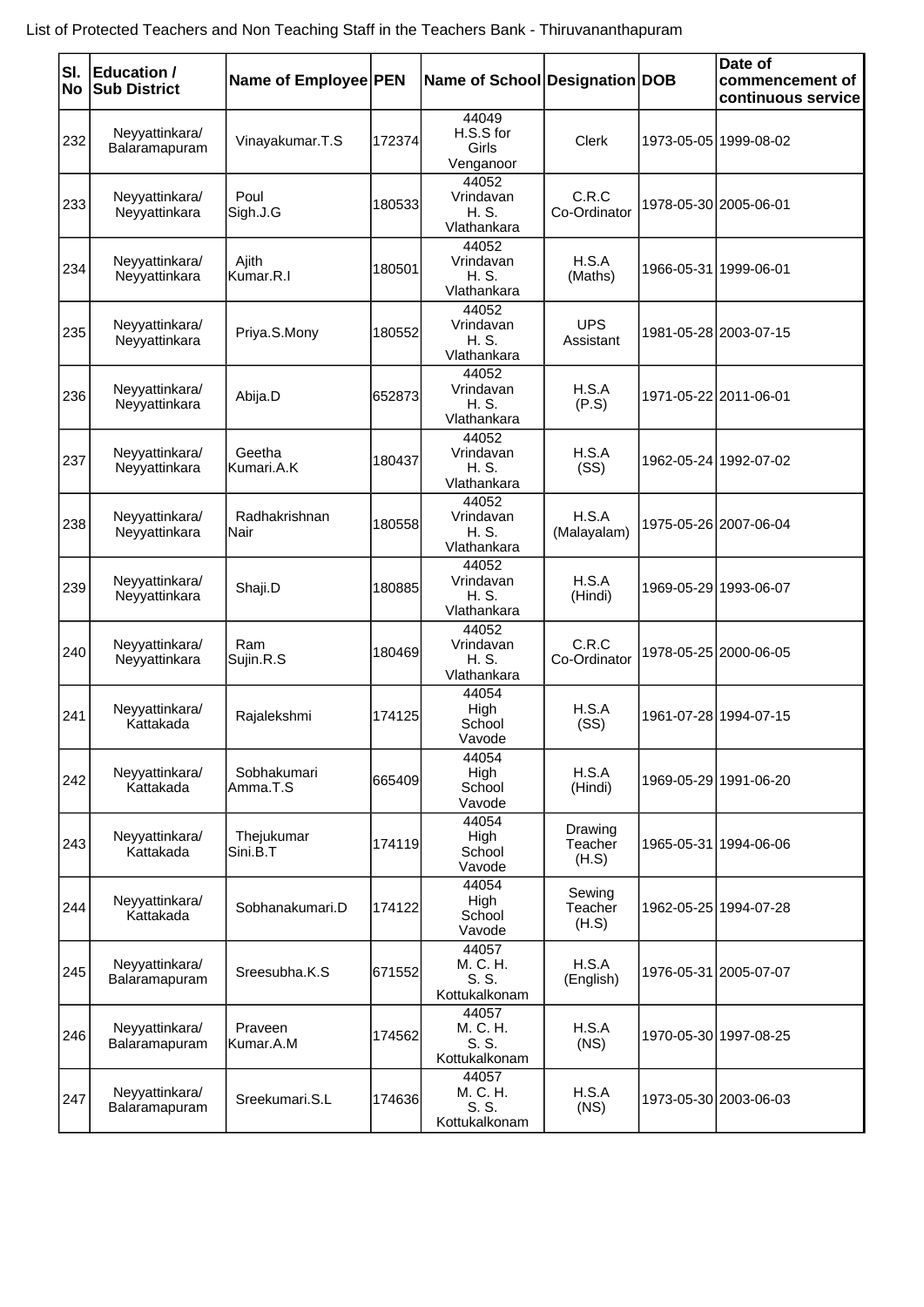List of Protected Teachers and Non Teaching Staff in the Teachers Bank - Thiruvananthapuram

| Sl. No | Education / Sub District | Name of Employee | PEN | Name of School | Designation | DOB | Date of commencement of continuous service |
|---|---|---|---|---|---|---|---|
| 232 | Neyyattinkara/ Balaramapuram | Vinayakumar.T.S | 172374 | 44049 H.S.S for Girls Venganoor | Clerk | 1973-05-05 | 1999-08-02 |
| 233 | Neyyattinkara/ Neyyattinkara | Poul Sigh.J.G | 180533 | 44052 Vrindavan H. S. Vlathankara | C.R.C Co-Ordinator | 1978-05-30 | 2005-06-01 |
| 234 | Neyyattinkara/ Neyyattinkara | Ajith Kumar.R.I | 180501 | 44052 Vrindavan H. S. Vlathankara | H.S.A (Maths) | 1966-05-31 | 1999-06-01 |
| 235 | Neyyattinkara/ Neyyattinkara | Priya.S.Mony | 180552 | 44052 Vrindavan H. S. Vlathankara | UPS Assistant | 1981-05-28 | 2003-07-15 |
| 236 | Neyyattinkara/ Neyyattinkara | Abija.D | 652873 | 44052 Vrindavan H. S. Vlathankara | H.S.A (P.S) | 1971-05-22 | 2011-06-01 |
| 237 | Neyyattinkara/ Neyyattinkara | Geetha Kumari.A.K | 180437 | 44052 Vrindavan H. S. Vlathankara | H.S.A (SS) | 1962-05-24 | 1992-07-02 |
| 238 | Neyyattinkara/ Neyyattinkara | Radhakrishnan Nair | 180558 | 44052 Vrindavan H. S. Vlathankara | H.S.A (Malayalam) | 1975-05-26 | 2007-06-04 |
| 239 | Neyyattinkara/ Neyyattinkara | Shaji.D | 180885 | 44052 Vrindavan H. S. Vlathankara | H.S.A (Hindi) | 1969-05-29 | 1993-06-07 |
| 240 | Neyyattinkara/ Neyyattinkara | Ram Sujin.R.S | 180469 | 44052 Vrindavan H. S. Vlathankara | C.R.C Co-Ordinator | 1978-05-25 | 2000-06-05 |
| 241 | Neyyattinkara/ Kattakada | Rajalekshmi | 174125 | 44054 High School Vavode | H.S.A (SS) | 1961-07-28 | 1994-07-15 |
| 242 | Neyyattinkara/ Kattakada | Sobhakumari Amma.T.S | 665409 | 44054 High School Vavode | H.S.A (Hindi) | 1969-05-29 | 1991-06-20 |
| 243 | Neyyattinkara/ Kattakada | Thejukumar Sini.B.T | 174119 | 44054 High School Vavode | Drawing Teacher (H.S) | 1965-05-31 | 1994-06-06 |
| 244 | Neyyattinkara/ Kattakada | Sobhanakumari.D | 174122 | 44054 High School Vavode | Sewing Teacher (H.S) | 1962-05-25 | 1994-07-28 |
| 245 | Neyyattinkara/ Balaramapuram | Sreesubha.K.S | 671552 | 44057 M. C. H. S. S. Kottukalkonam | H.S.A (English) | 1976-05-31 | 2005-07-07 |
| 246 | Neyyattinkara/ Balaramapuram | Praveen Kumar.A.M | 174562 | 44057 M. C. H. S. S. Kottukalkonam | H.S.A (NS) | 1970-05-30 | 1997-08-25 |
| 247 | Neyyattinkara/ Balaramapuram | Sreekumari.S.L | 174636 | 44057 M. C. H. S. S. Kottukalkonam | H.S.A (NS) | 1973-05-30 | 2003-06-03 |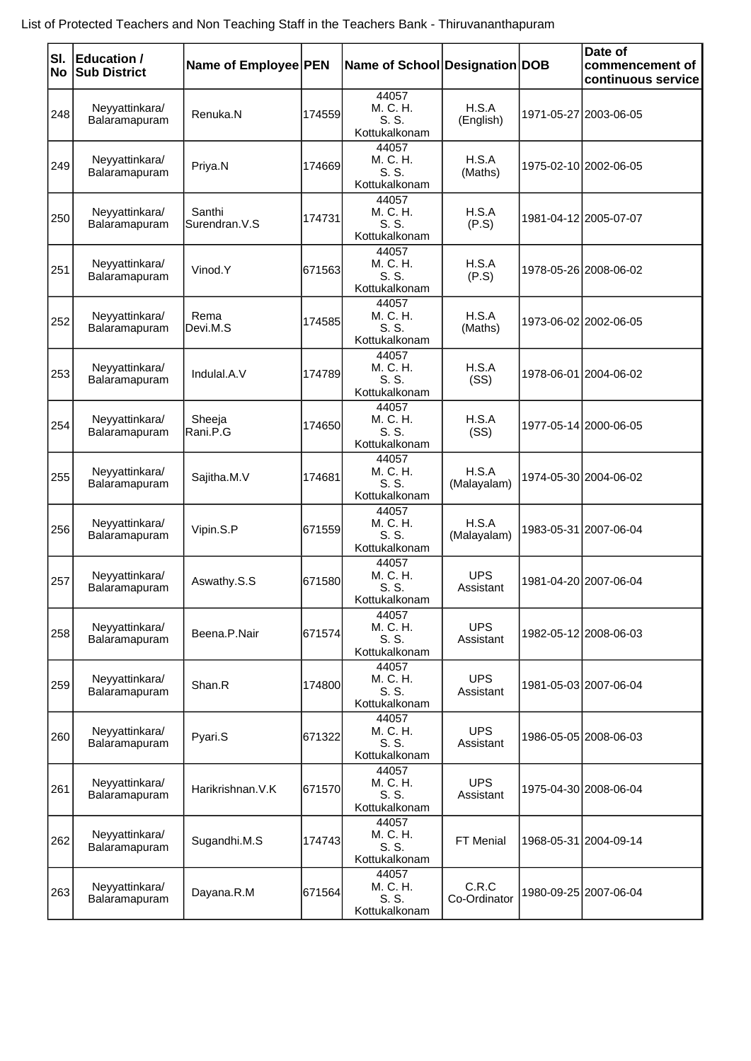List of Protected Teachers and Non Teaching Staff in the Teachers Bank - Thiruvananthapuram

| Sl. No | Education / Sub District | Name of Employee | PEN | Name of School | Designation | DOB | Date of commencement of continuous service |
|---|---|---|---|---|---|---|---|
| 248 | Neyyattinkara/ Balaramapuram | Renuka.N | 174559 | 44057 M. C. H. S. S. Kottukalkonam | H.S.A (English) | 1971-05-27 | 2003-06-05 |
| 249 | Neyyattinkara/ Balaramapuram | Priya.N | 174669 | 44057 M. C. H. S. S. Kottukalkonam | H.S.A (Maths) | 1975-02-10 | 2002-06-05 |
| 250 | Neyyattinkara/ Balaramapuram | Santhi Surendran.V.S | 174731 | 44057 M. C. H. S. S. Kottukalkonam | H.S.A (P.S) | 1981-04-12 | 2005-07-07 |
| 251 | Neyyattinkara/ Balaramapuram | Vinod.Y | 671563 | 44057 M. C. H. S. S. Kottukalkonam | H.S.A (P.S) | 1978-05-26 | 2008-06-02 |
| 252 | Neyyattinkara/ Balaramapuram | Rema Devi.M.S | 174585 | 44057 M. C. H. S. S. Kottukalkonam | H.S.A (Maths) | 1973-06-02 | 2002-06-05 |
| 253 | Neyyattinkara/ Balaramapuram | Indulal.A.V | 174789 | 44057 M. C. H. S. S. Kottukalkonam | H.S.A (SS) | 1978-06-01 | 2004-06-02 |
| 254 | Neyyattinkara/ Balaramapuram | Sheeja Rani.P.G | 174650 | 44057 M. C. H. S. S. Kottukalkonam | H.S.A (SS) | 1977-05-14 | 2000-06-05 |
| 255 | Neyyattinkara/ Balaramapuram | Sajitha.M.V | 174681 | 44057 M. C. H. S. S. Kottukalkonam | H.S.A (Malayalam) | 1974-05-30 | 2004-06-02 |
| 256 | Neyyattinkara/ Balaramapuram | Vipin.S.P | 671559 | 44057 M. C. H. S. S. Kottukalkonam | H.S.A (Malayalam) | 1983-05-31 | 2007-06-04 |
| 257 | Neyyattinkara/ Balaramapuram | Aswathy.S.S | 671580 | 44057 M. C. H. S. S. Kottukalkonam | UPS Assistant | 1981-04-20 | 2007-06-04 |
| 258 | Neyyattinkara/ Balaramapuram | Beena.P.Nair | 671574 | 44057 M. C. H. S. S. Kottukalkonam | UPS Assistant | 1982-05-12 | 2008-06-03 |
| 259 | Neyyattinkara/ Balaramapuram | Shan.R | 174800 | 44057 M. C. H. S. S. Kottukalkonam | UPS Assistant | 1981-05-03 | 2007-06-04 |
| 260 | Neyyattinkara/ Balaramapuram | Pyari.S | 671322 | 44057 M. C. H. S. S. Kottukalkonam | UPS Assistant | 1986-05-05 | 2008-06-03 |
| 261 | Neyyattinkara/ Balaramapuram | Harikrishnan.V.K | 671570 | 44057 M. C. H. S. S. Kottukalkonam | UPS Assistant | 1975-04-30 | 2008-06-04 |
| 262 | Neyyattinkara/ Balaramapuram | Sugandhi.M.S | 174743 | 44057 M. C. H. S. S. Kottukalkonam | FT Menial | 1968-05-31 | 2004-09-14 |
| 263 | Neyyattinkara/ Balaramapuram | Dayana.R.M | 671564 | 44057 M. C. H. S. S. Kottukalkonam | C.R.C Co-Ordinator | 1980-09-25 | 2007-06-04 |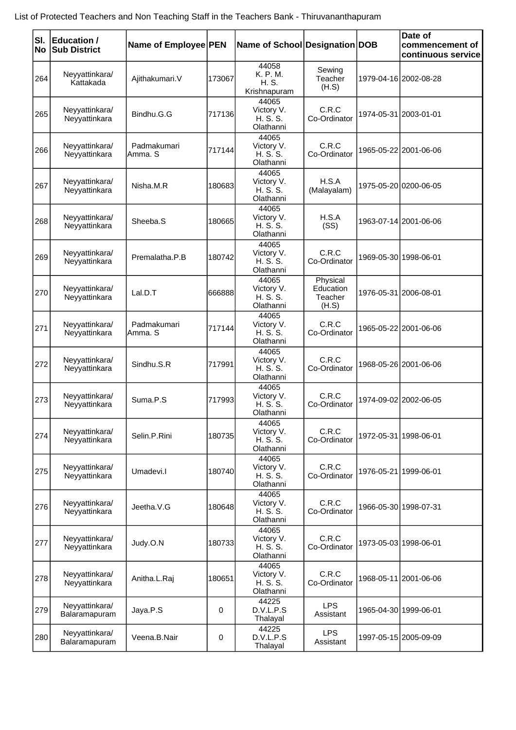List of Protected Teachers and Non Teaching Staff in the Teachers Bank - Thiruvananthapuram

| Sl. No | Education / Sub District | Name of Employee | PEN | Name of School | Designation | DOB | Date of commencement of continuous service |
|---|---|---|---|---|---|---|---|
| 264 | Neyyattinkara/ Kattakada | Ajithakumari.V | 173067 | 44058 K. P. M. H. S. Krishnapuram | Sewing Teacher (H.S) | 1979-04-16 | 2002-08-28 |
| 265 | Neyyattinkara/ Neyyattinkara | Bindhu.G.G | 717136 | 44065 Victory V. H. S. S. Olathanni | C.R.C Co-Ordinator | 1974-05-31 | 2003-01-01 |
| 266 | Neyyattinkara/ Neyyattinkara | Padmakumari Amma. S | 717144 | 44065 Victory V. H. S. S. Olathanni | C.R.C Co-Ordinator | 1965-05-22 | 2001-06-06 |
| 267 | Neyyattinkara/ Neyyattinkara | Nisha.M.R | 180683 | 44065 Victory V. H. S. S. Olathanni | H.S.A (Malayalam) | 1975-05-20 | 0200-06-05 |
| 268 | Neyyattinkara/ Neyyattinkara | Sheeba.S | 180665 | 44065 Victory V. H. S. S. Olathanni | H.S.A (SS) | 1963-07-14 | 2001-06-06 |
| 269 | Neyyattinkara/ Neyyattinkara | Premalatha.P.B | 180742 | 44065 Victory V. H. S. S. Olathanni | C.R.C Co-Ordinator | 1969-05-30 | 1998-06-01 |
| 270 | Neyyattinkara/ Neyyattinkara | Lal.D.T | 666888 | 44065 Victory V. H. S. S. Olathanni | Physical Education Teacher (H.S) | 1976-05-31 | 2006-08-01 |
| 271 | Neyyattinkara/ Neyyattinkara | Padmakumari Amma. S | 717144 | 44065 Victory V. H. S. S. Olathanni | C.R.C Co-Ordinator | 1965-05-22 | 2001-06-06 |
| 272 | Neyyattinkara/ Neyyattinkara | Sindhu.S.R | 717991 | 44065 Victory V. H. S. S. Olathanni | C.R.C Co-Ordinator | 1968-05-26 | 2001-06-06 |
| 273 | Neyyattinkara/ Neyyattinkara | Suma.P.S | 717993 | 44065 Victory V. H. S. S. Olathanni | C.R.C Co-Ordinator | 1974-09-02 | 2002-06-05 |
| 274 | Neyyattinkara/ Neyyattinkara | Selin.P.Rini | 180735 | 44065 Victory V. H. S. S. Olathanni | C.R.C Co-Ordinator | 1972-05-31 | 1998-06-01 |
| 275 | Neyyattinkara/ Neyyattinkara | Umadevi.I | 180740 | 44065 Victory V. H. S. S. Olathanni | C.R.C Co-Ordinator | 1976-05-21 | 1999-06-01 |
| 276 | Neyyattinkara/ Neyyattinkara | Jeetha.V.G | 180648 | 44065 Victory V. H. S. S. Olathanni | C.R.C Co-Ordinator | 1966-05-30 | 1998-07-31 |
| 277 | Neyyattinkara/ Neyyattinkara | Judy.O.N | 180733 | 44065 Victory V. H. S. S. Olathanni | C.R.C Co-Ordinator | 1973-05-03 | 1998-06-01 |
| 278 | Neyyattinkara/ Neyyattinkara | Anitha.L.Raj | 180651 | 44065 Victory V. H. S. S. Olathanni | C.R.C Co-Ordinator | 1968-05-11 | 2001-06-06 |
| 279 | Neyyattinkara/ Balaramapuram | Jaya.P.S | 0 | 44225 D.V.L.P.S Thalayal | LPS Assistant | 1965-04-30 | 1999-06-01 |
| 280 | Neyyattinkara/ Balaramapuram | Veena.B.Nair | 0 | 44225 D.V.L.P.S Thalayal | LPS Assistant | 1997-05-15 | 2005-09-09 |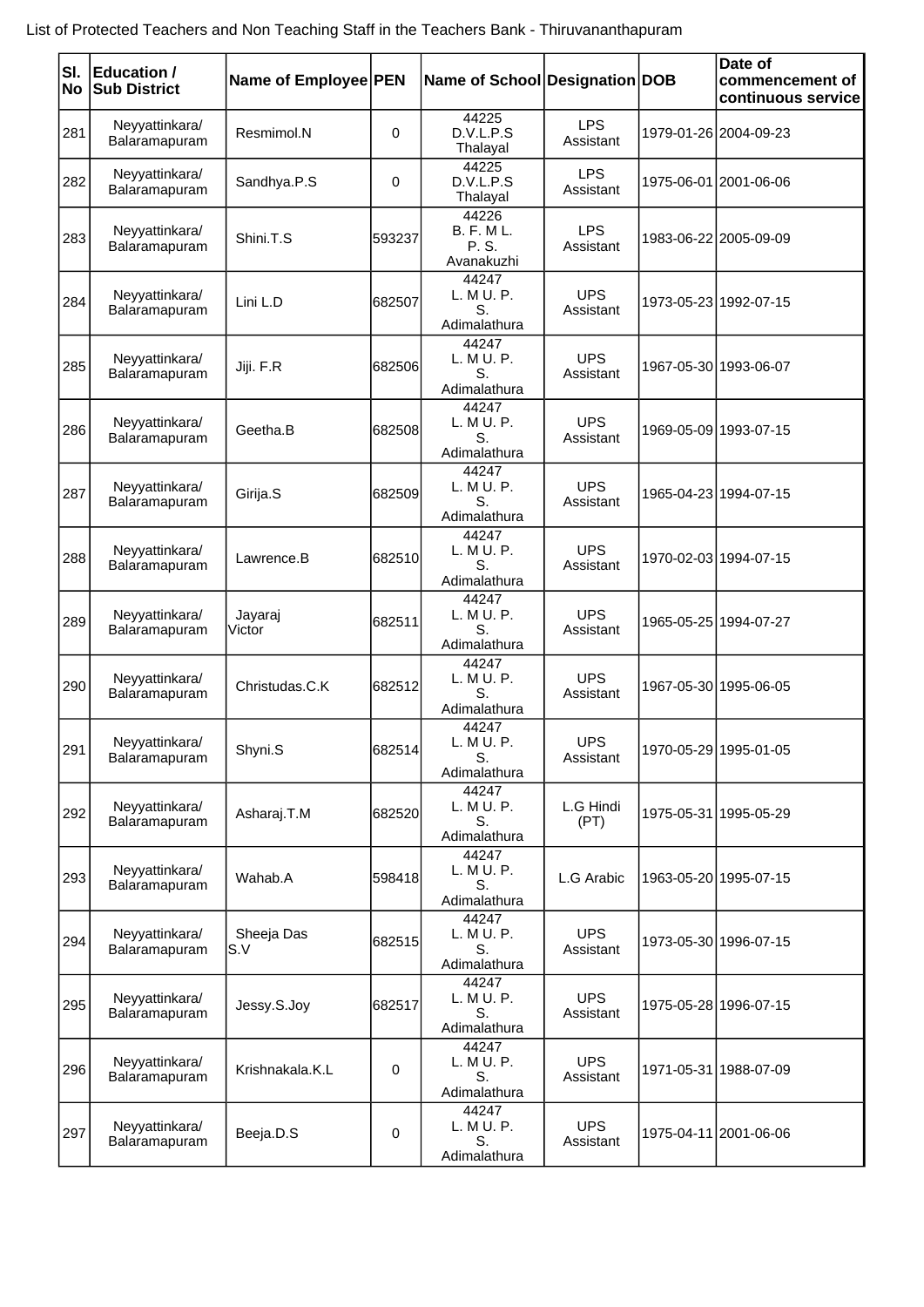List of Protected Teachers and Non Teaching Staff in the Teachers Bank - Thiruvananthapuram

| Sl. No | Education / Sub District | Name of Employee | PEN | Name of School | Designation | DOB | Date of commencement of continuous service |
|---|---|---|---|---|---|---|---|
| 281 | Neyyattinkara/ Balaramapuram | Resmimol.N | 0 | 44225 D.V.L.P.S Thalayal | LPS Assistant | 1979-01-26 | 2004-09-23 |
| 282 | Neyyattinkara/ Balaramapuram | Sandhya.P.S | 0 | 44225 D.V.L.P.S Thalayal | LPS Assistant | 1975-06-01 | 2001-06-06 |
| 283 | Neyyattinkara/ Balaramapuram | Shini.T.S | 593237 | 44226 B. F. M L. P. S. Avanakuzhi | LPS Assistant | 1983-06-22 | 2005-09-09 |
| 284 | Neyyattinkara/ Balaramapuram | Lini L.D | 682507 | 44247 L. M U. P. S. Adimalathura | UPS Assistant | 1973-05-23 | 1992-07-15 |
| 285 | Neyyattinkara/ Balaramapuram | Jiji. F.R | 682506 | 44247 L. M U. P. S. Adimalathura | UPS Assistant | 1967-05-30 | 1993-06-07 |
| 286 | Neyyattinkara/ Balaramapuram | Geetha.B | 682508 | 44247 L. M U. P. S. Adimalathura | UPS Assistant | 1969-05-09 | 1993-07-15 |
| 287 | Neyyattinkara/ Balaramapuram | Girija.S | 682509 | 44247 L. M U. P. S. Adimalathura | UPS Assistant | 1965-04-23 | 1994-07-15 |
| 288 | Neyyattinkara/ Balaramapuram | Lawrence.B | 682510 | 44247 L. M U. P. S. Adimalathura | UPS Assistant | 1970-02-03 | 1994-07-15 |
| 289 | Neyyattinkara/ Balaramapuram | Jayaraj Victor | 682511 | 44247 L. M U. P. S. Adimalathura | UPS Assistant | 1965-05-25 | 1994-07-27 |
| 290 | Neyyattinkara/ Balaramapuram | Christudas.C.K | 682512 | 44247 L. M U. P. S. Adimalathura | UPS Assistant | 1967-05-30 | 1995-06-05 |
| 291 | Neyyattinkara/ Balaramapuram | Shyni.S | 682514 | 44247 L. M U. P. S. Adimalathura | UPS Assistant | 1970-05-29 | 1995-01-05 |
| 292 | Neyyattinkara/ Balaramapuram | Asharaj.T.M | 682520 | 44247 L. M U. P. S. Adimalathura | L.G Hindi (PT) | 1975-05-31 | 1995-05-29 |
| 293 | Neyyattinkara/ Balaramapuram | Wahab.A | 598418 | 44247 L. M U. P. S. Adimalathura | L.G Arabic | 1963-05-20 | 1995-07-15 |
| 294 | Neyyattinkara/ Balaramapuram | Sheeja Das S.V | 682515 | 44247 L. M U. P. S. Adimalathura | UPS Assistant | 1973-05-30 | 1996-07-15 |
| 295 | Neyyattinkara/ Balaramapuram | Jessy.S.Joy | 682517 | 44247 L. M U. P. S. Adimalathura | UPS Assistant | 1975-05-28 | 1996-07-15 |
| 296 | Neyyattinkara/ Balaramapuram | Krishnakala.K.L | 0 | 44247 L. M U. P. S. Adimalathura | UPS Assistant | 1971-05-31 | 1988-07-09 |
| 297 | Neyyattinkara/ Balaramapuram | Beeja.D.S | 0 | 44247 L. M U. P. S. Adimalathura | UPS Assistant | 1975-04-11 | 2001-06-06 |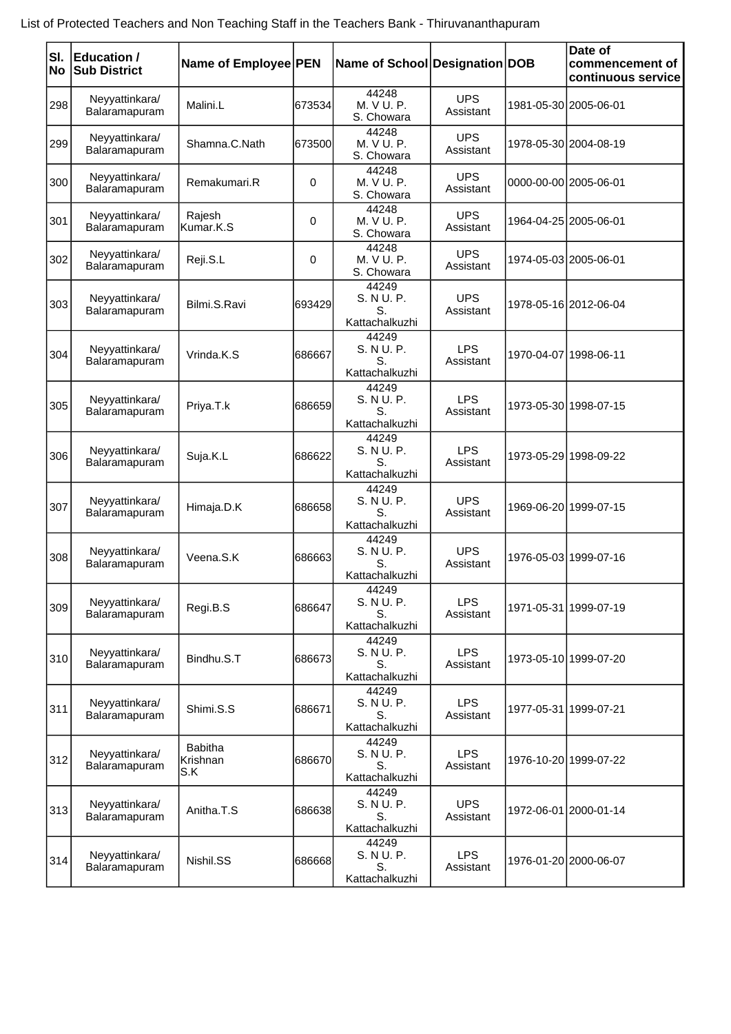List of Protected Teachers and Non Teaching Staff in the Teachers Bank - Thiruvananthapuram

| Sl. No | Education / Sub District | Name of Employee | PEN | Name of School | Designation | DOB | Date of commencement of continuous service |
|---|---|---|---|---|---|---|---|
| 298 | Neyyattinkara/ Balaramapuram | Malini.L | 673534 | 44248 M. V U. P. S. Chowara | UPS Assistant | 1981-05-30 | 2005-06-01 |
| 299 | Neyyattinkara/ Balaramapuram | Shamna.C.Nath | 673500 | 44248 M. V U. P. S. Chowara | UPS Assistant | 1978-05-30 | 2004-08-19 |
| 300 | Neyyattinkara/ Balaramapuram | Remakumari.R | 0 | 44248 M. V U. P. S. Chowara | UPS Assistant | 0000-00-00 | 2005-06-01 |
| 301 | Neyyattinkara/ Balaramapuram | Rajesh Kumar.K.S | 0 | 44248 M. V U. P. S. Chowara | UPS Assistant | 1964-04-25 | 2005-06-01 |
| 302 | Neyyattinkara/ Balaramapuram | Reji.S.L | 0 | 44248 M. V U. P. S. Chowara | UPS Assistant | 1974-05-03 | 2005-06-01 |
| 303 | Neyyattinkara/ Balaramapuram | Bilmi.S.Ravi | 693429 | 44249 S. N U. P. S. Kattachalkuzhi | UPS Assistant | 1978-05-16 | 2012-06-04 |
| 304 | Neyyattinkara/ Balaramapuram | Vrinda.K.S | 686667 | 44249 S. N U. P. S. Kattachalkuzhi | LPS Assistant | 1970-04-07 | 1998-06-11 |
| 305 | Neyyattinkara/ Balaramapuram | Priya.T.k | 686659 | 44249 S. N U. P. S. Kattachalkuzhi | LPS Assistant | 1973-05-30 | 1998-07-15 |
| 306 | Neyyattinkara/ Balaramapuram | Suja.K.L | 686622 | 44249 S. N U. P. S. Kattachalkuzhi | LPS Assistant | 1973-05-29 | 1998-09-22 |
| 307 | Neyyattinkara/ Balaramapuram | Himaja.D.K | 686658 | 44249 S. N U. P. S. Kattachalkuzhi | UPS Assistant | 1969-06-20 | 1999-07-15 |
| 308 | Neyyattinkara/ Balaramapuram | Veena.S.K | 686663 | 44249 S. N U. P. S. Kattachalkuzhi | UPS Assistant | 1976-05-03 | 1999-07-16 |
| 309 | Neyyattinkara/ Balaramapuram | Regi.B.S | 686647 | 44249 S. N U. P. S. Kattachalkuzhi | LPS Assistant | 1971-05-31 | 1999-07-19 |
| 310 | Neyyattinkara/ Balaramapuram | Bindhu.S.T | 686673 | 44249 S. N U. P. S. Kattachalkuzhi | LPS Assistant | 1973-05-10 | 1999-07-20 |
| 311 | Neyyattinkara/ Balaramapuram | Shimi.S.S | 686671 | 44249 S. N U. P. S. Kattachalkuzhi | LPS Assistant | 1977-05-31 | 1999-07-21 |
| 312 | Neyyattinkara/ Balaramapuram | Babitha Krishnan S.K | 686670 | 44249 S. N U. P. S. Kattachalkuzhi | LPS Assistant | 1976-10-20 | 1999-07-22 |
| 313 | Neyyattinkara/ Balaramapuram | Anitha.T.S | 686638 | 44249 S. N U. P. S. Kattachalkuzhi | UPS Assistant | 1972-06-01 | 2000-01-14 |
| 314 | Neyyattinkara/ Balaramapuram | Nishil.SS | 686668 | 44249 S. N U. P. S. Kattachalkuzhi | LPS Assistant | 1976-01-20 | 2000-06-07 |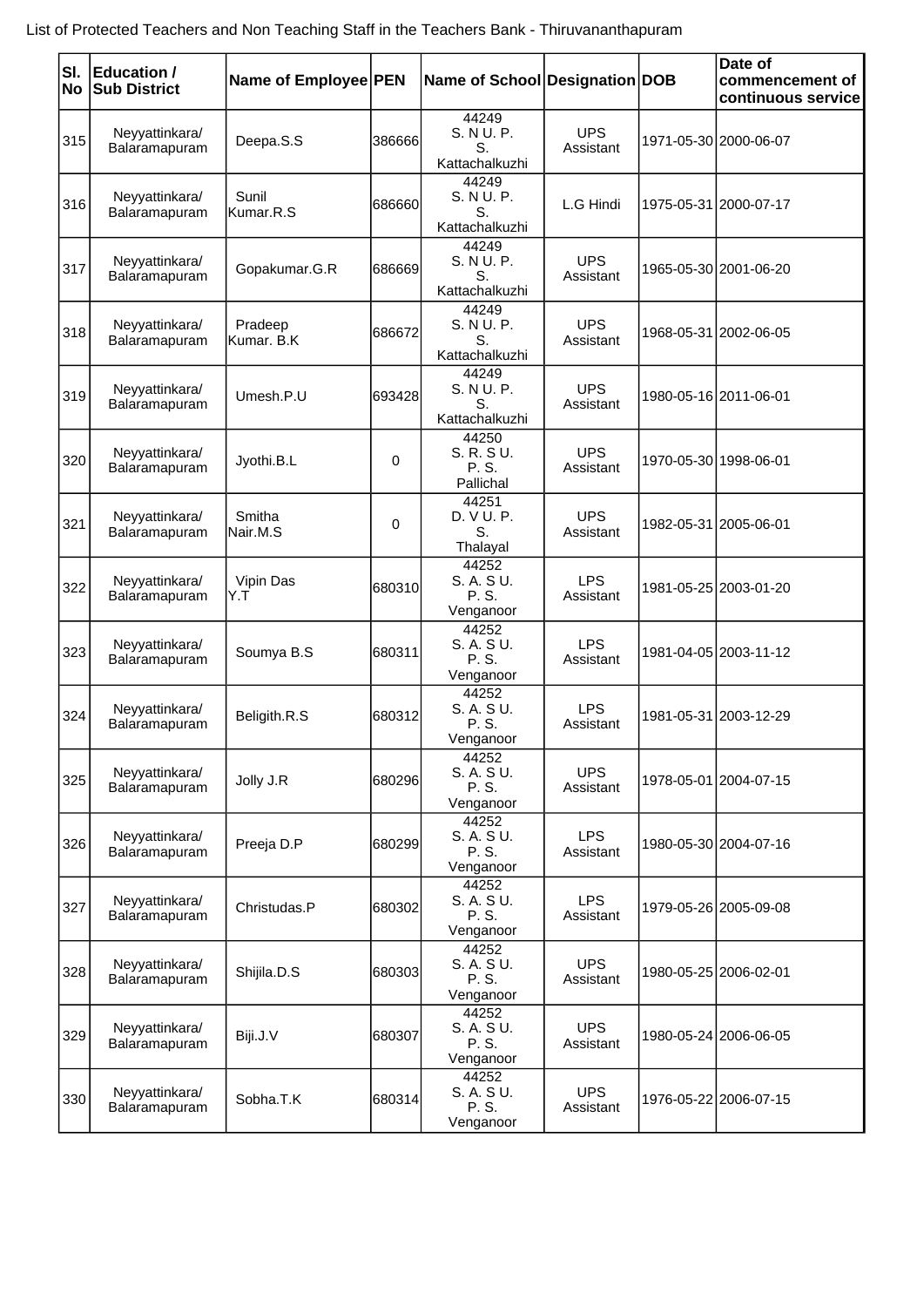List of Protected Teachers and Non Teaching Staff in the Teachers Bank - Thiruvananthapuram

| Sl. No | Education / Sub District | Name of Employee | PEN | Name of School | Designation | DOB | Date of commencement of continuous service |
|---|---|---|---|---|---|---|---|
| 315 | Neyyattinkara/ Balaramapuram | Deepa.S.S | 386666 | 44249 S. N U. P. S. Kattachalkuzhi | UPS Assistant | 1971-05-30 | 2000-06-07 |
| 316 | Neyyattinkara/ Balaramapuram | Sunil Kumar.R.S | 686660 | 44249 S. N U. P. S. Kattachalkuzhi | L.G Hindi | 1975-05-31 | 2000-07-17 |
| 317 | Neyyattinkara/ Balaramapuram | Gopakumar.G.R | 686669 | 44249 S. N U. P. S. Kattachalkuzhi | UPS Assistant | 1965-05-30 | 2001-06-20 |
| 318 | Neyyattinkara/ Balaramapuram | Pradeep Kumar. B.K | 686672 | 44249 S. N U. P. S. Kattachalkuzhi | UPS Assistant | 1968-05-31 | 2002-06-05 |
| 319 | Neyyattinkara/ Balaramapuram | Umesh.P.U | 693428 | 44249 S. N U. P. S. Kattachalkuzhi | UPS Assistant | 1980-05-16 | 2011-06-01 |
| 320 | Neyyattinkara/ Balaramapuram | Jyothi.B.L | 0 | 44250 S. R. S U. P. S. Pallichal | UPS Assistant | 1970-05-30 | 1998-06-01 |
| 321 | Neyyattinkara/ Balaramapuram | Smitha Nair.M.S | 0 | 44251 D. V U. P. S. Thalayal | UPS Assistant | 1982-05-31 | 2005-06-01 |
| 322 | Neyyattinkara/ Balaramapuram | Vipin Das Y.T | 680310 | 44252 S. A. S U. P. S. Venganoor | LPS Assistant | 1981-05-25 | 2003-01-20 |
| 323 | Neyyattinkara/ Balaramapuram | Soumya B.S | 680311 | 44252 S. A. S U. P. S. Venganoor | LPS Assistant | 1981-04-05 | 2003-11-12 |
| 324 | Neyyattinkara/ Balaramapuram | Beligith.R.S | 680312 | 44252 S. A. S U. P. S. Venganoor | LPS Assistant | 1981-05-31 | 2003-12-29 |
| 325 | Neyyattinkara/ Balaramapuram | Jolly J.R | 680296 | 44252 S. A. S U. P. S. Venganoor | UPS Assistant | 1978-05-01 | 2004-07-15 |
| 326 | Neyyattinkara/ Balaramapuram | Preeja D.P | 680299 | 44252 S. A. S U. P. S. Venganoor | LPS Assistant | 1980-05-30 | 2004-07-16 |
| 327 | Neyyattinkara/ Balaramapuram | Christudas.P | 680302 | 44252 S. A. S U. P. S. Venganoor | LPS Assistant | 1979-05-26 | 2005-09-08 |
| 328 | Neyyattinkara/ Balaramapuram | Shijila.D.S | 680303 | 44252 S. A. S U. P. S. Venganoor | UPS Assistant | 1980-05-25 | 2006-02-01 |
| 329 | Neyyattinkara/ Balaramapuram | Biji.J.V | 680307 | 44252 S. A. S U. P. S. Venganoor | UPS Assistant | 1980-05-24 | 2006-06-05 |
| 330 | Neyyattinkara/ Balaramapuram | Sobha.T.K | 680314 | 44252 S. A. S U. P. S. Venganoor | UPS Assistant | 1976-05-22 | 2006-07-15 |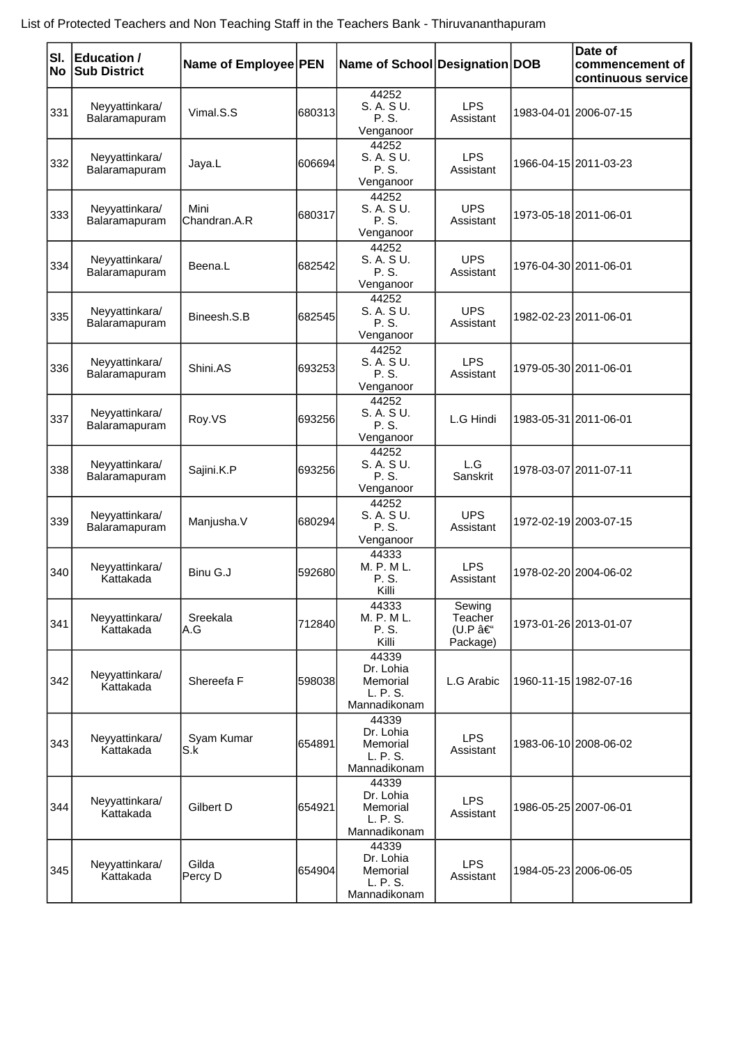List of Protected Teachers and Non Teaching Staff in the Teachers Bank - Thiruvananthapuram

| Sl. No | Education / Sub District | Name of Employee | PEN | Name of School | Designation | DOB | Date of commencement of continuous service |
|---|---|---|---|---|---|---|---|
| 331 | Neyyattinkara/ Balaramapuram | Vimal.S.S | 680313 | 44252 S. A. S U. P. S. Venganoor | LPS Assistant | 1983-04-01 | 2006-07-15 |
| 332 | Neyyattinkara/ Balaramapuram | Jaya.L | 606694 | 44252 S. A. S U. P. S. Venganoor | LPS Assistant | 1966-04-15 | 2011-03-23 |
| 333 | Neyyattinkara/ Balaramapuram | Mini Chandran.A.R | 680317 | 44252 S. A. S U. P. S. Venganoor | UPS Assistant | 1973-05-18 | 2011-06-01 |
| 334 | Neyyattinkara/ Balaramapuram | Beena.L | 682542 | 44252 S. A. S U. P. S. Venganoor | UPS Assistant | 1976-04-30 | 2011-06-01 |
| 335 | Neyyattinkara/ Balaramapuram | Bineesh.S.B | 682545 | 44252 S. A. S U. P. S. Venganoor | UPS Assistant | 1982-02-23 | 2011-06-01 |
| 336 | Neyyattinkara/ Balaramapuram | Shini.AS | 693253 | 44252 S. A. S U. P. S. Venganoor | LPS Assistant | 1979-05-30 | 2011-06-01 |
| 337 | Neyyattinkara/ Balaramapuram | Roy.VS | 693256 | 44252 S. A. S U. P. S. Venganoor | L.G Hindi | 1983-05-31 | 2011-06-01 |
| 338 | Neyyattinkara/ Balaramapuram | Sajini.K.P | 693256 | 44252 S. A. S U. P. S. Venganoor | L.G Sanskrit | 1978-03-07 | 2011-07-11 |
| 339 | Neyyattinkara/ Balaramapuram | Manjusha.V | 680294 | 44252 S. A. S U. P. S. Venganoor | UPS Assistant | 1972-02-19 | 2003-07-15 |
| 340 | Neyyattinkara/ Kattakada | Binu G.J | 592680 | 44333 M. P. M L. P. S. Killi | LPS Assistant | 1978-02-20 | 2004-06-02 |
| 341 | Neyyattinkara/ Kattakada | Sreekala A.G | 712840 | 44333 M. P. M L. P. S. Killi | Sewing Teacher (U.P â€“ Package) | 1973-01-26 | 2013-01-07 |
| 342 | Neyyattinkara/ Kattakada | Shereefa F | 598038 | 44339 Dr. Lohia Memorial L. P. S. Mannadikonam | L.G Arabic | 1960-11-15 | 1982-07-16 |
| 343 | Neyyattinkara/ Kattakada | Syam Kumar S.k | 654891 | 44339 Dr. Lohia Memorial L. P. S. Mannadikonam | LPS Assistant | 1983-06-10 | 2008-06-02 |
| 344 | Neyyattinkara/ Kattakada | Gilbert D | 654921 | 44339 Dr. Lohia Memorial L. P. S. Mannadikonam | LPS Assistant | 1986-05-25 | 2007-06-01 |
| 345 | Neyyattinkara/ Kattakada | Gilda Percy D | 654904 | 44339 Dr. Lohia Memorial L. P. S. Mannadikonam | LPS Assistant | 1984-05-23 | 2006-06-05 |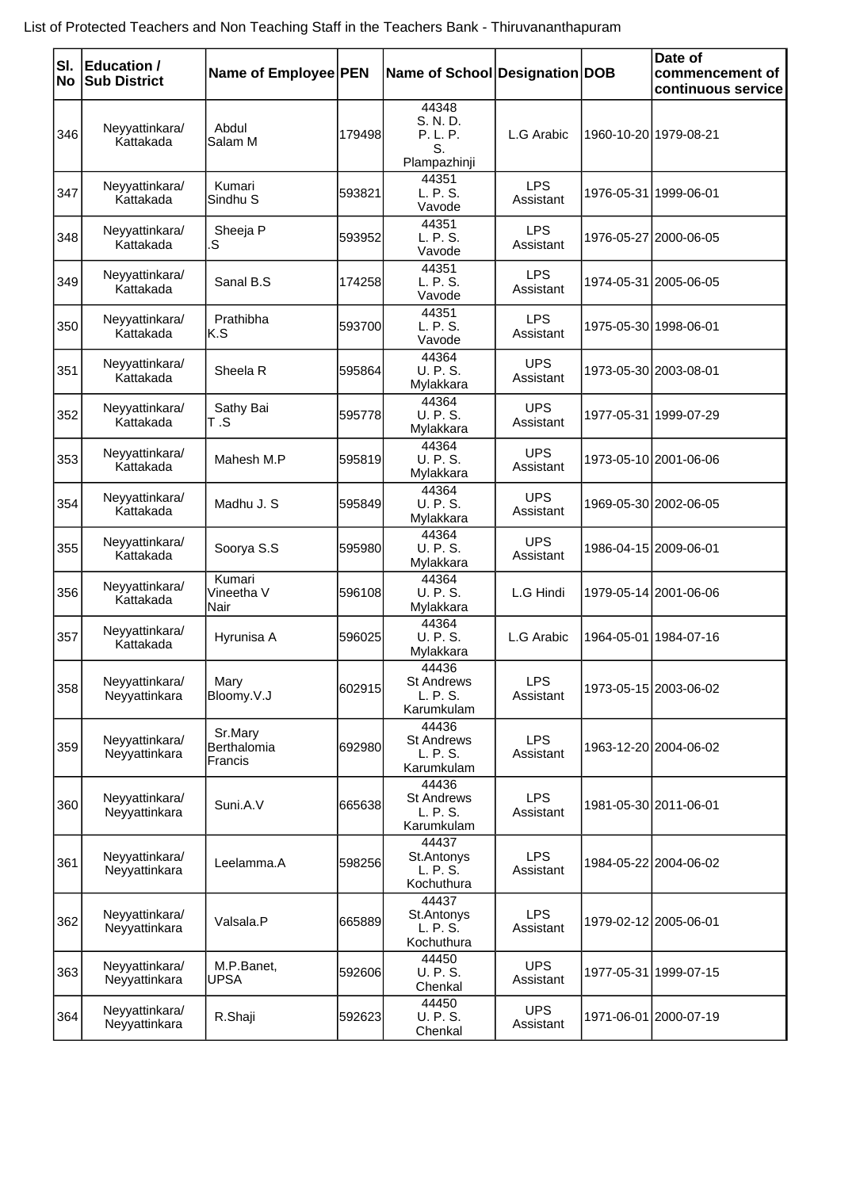List of Protected Teachers and Non Teaching Staff in the Teachers Bank - Thiruvananthapuram

| Sl. No | Education / Sub District | Name of Employee | PEN | Name of School | Designation | DOB | Date of commencement of continuous service |
|---|---|---|---|---|---|---|---|
| 346 | Neyyattinkara/ Kattakada | Abdul Salam M | 179498 | 44348 S. N. D. P. L. P. S. Plampazhinji | L.G Arabic | 1960-10-20 | 1979-08-21 |
| 347 | Neyyattinkara/ Kattakada | Kumari Sindhu S | 593821 | 44351 L. P. S. Vavode | LPS Assistant | 1976-05-31 | 1999-06-01 |
| 348 | Neyyattinkara/ Kattakada | Sheeja P .S | 593952 | 44351 L. P. S. Vavode | LPS Assistant | 1976-05-27 | 2000-06-05 |
| 349 | Neyyattinkara/ Kattakada | Sanal B.S | 174258 | 44351 L. P. S. Vavode | LPS Assistant | 1974-05-31 | 2005-06-05 |
| 350 | Neyyattinkara/ Kattakada | Prathibha K.S | 593700 | 44351 L. P. S. Vavode | LPS Assistant | 1975-05-30 | 1998-06-01 |
| 351 | Neyyattinkara/ Kattakada | Sheela R | 595864 | 44364 U. P. S. Mylakkara | UPS Assistant | 1973-05-30 | 2003-08-01 |
| 352 | Neyyattinkara/ Kattakada | Sathy Bai T .S | 595778 | 44364 U. P. S. Mylakkara | UPS Assistant | 1977-05-31 | 1999-07-29 |
| 353 | Neyyattinkara/ Kattakada | Mahesh M.P | 595819 | 44364 U. P. S. Mylakkara | UPS Assistant | 1973-05-10 | 2001-06-06 |
| 354 | Neyyattinkara/ Kattakada | Madhu J. S | 595849 | 44364 U. P. S. Mylakkara | UPS Assistant | 1969-05-30 | 2002-06-05 |
| 355 | Neyyattinkara/ Kattakada | Soorya S.S | 595980 | 44364 U. P. S. Mylakkara | UPS Assistant | 1986-04-15 | 2009-06-01 |
| 356 | Neyyattinkara/ Kattakada | Kumari Vineetha V Nair | 596108 | 44364 U. P. S. Mylakkara | L.G Hindi | 1979-05-14 | 2001-06-06 |
| 357 | Neyyattinkara/ Kattakada | Hyrunisa A | 596025 | 44364 U. P. S. Mylakkara | L.G Arabic | 1964-05-01 | 1984-07-16 |
| 358 | Neyyattinkara/ Neyyattinkara | Mary Bloomy.V.J | 602915 | 44436 St Andrews L. P. S. Karumkulam | LPS Assistant | 1973-05-15 | 2003-06-02 |
| 359 | Neyyattinkara/ Neyyattinkara | Sr.Mary Berthalomia Francis | 692980 | 44436 St Andrews L. P. S. Karumkulam | LPS Assistant | 1963-12-20 | 2004-06-02 |
| 360 | Neyyattinkara/ Neyyattinkara | Suni.A.V | 665638 | 44436 St Andrews L. P. S. Karumkulam | LPS Assistant | 1981-05-30 | 2011-06-01 |
| 361 | Neyyattinkara/ Neyyattinkara | Leelamma.A | 598256 | 44437 St.Antonys L. P. S. Kochuthura | LPS Assistant | 1984-05-22 | 2004-06-02 |
| 362 | Neyyattinkara/ Neyyattinkara | Valsala.P | 665889 | 44437 St.Antonys L. P. S. Kochuthura | LPS Assistant | 1979-02-12 | 2005-06-01 |
| 363 | Neyyattinkara/ Neyyattinkara | M.P.Banet, UPSA | 592606 | 44450 U. P. S. Chenkal | UPS Assistant | 1977-05-31 | 1999-07-15 |
| 364 | Neyyattinkara/ Neyyattinkara | R.Shaji | 592623 | 44450 U. P. S. Chenkal | UPS Assistant | 1971-06-01 | 2000-07-19 |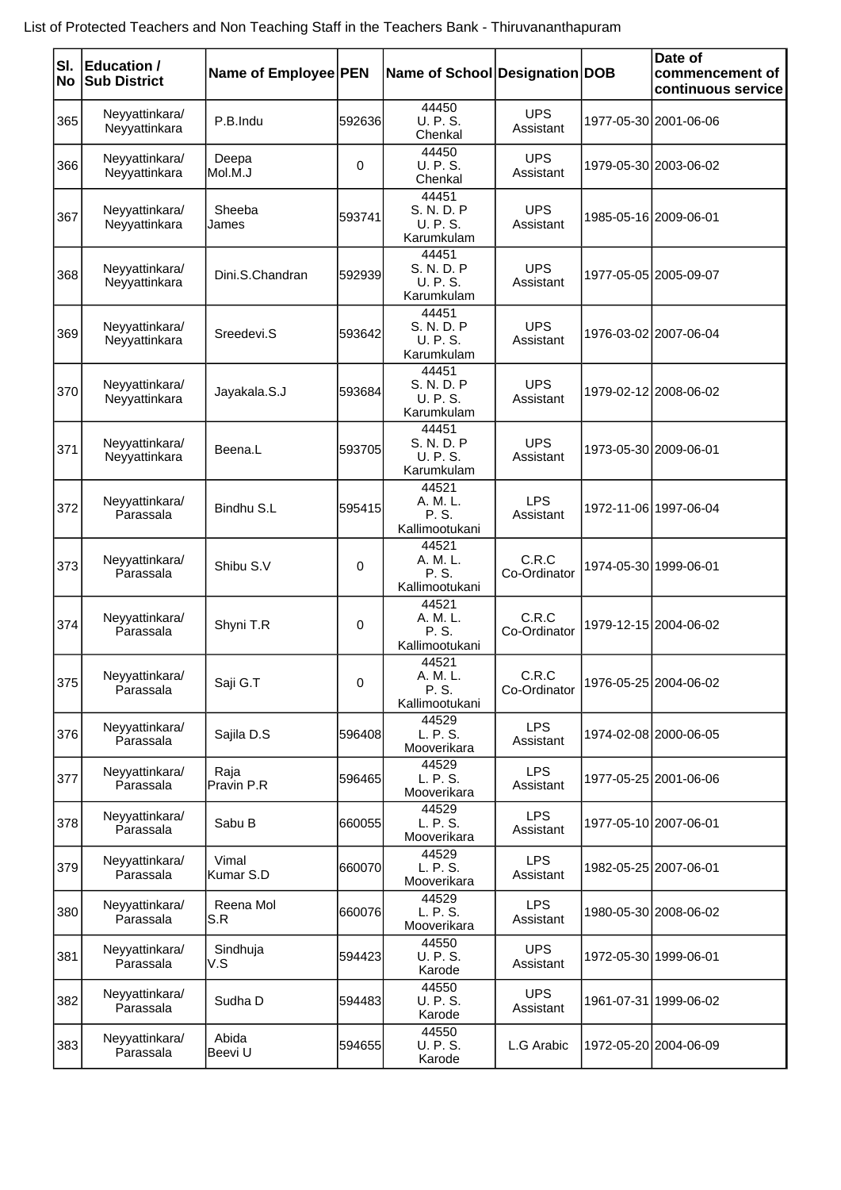List of Protected Teachers and Non Teaching Staff in the Teachers Bank - Thiruvananthapuram

| Sl. No | Education / Sub District | Name of Employee | PEN | Name of School | Designation | DOB | Date of commencement of continuous service |
|---|---|---|---|---|---|---|---|
| 365 | Neyyattinkara/ Neyyattinkara | P.B.Indu | 592636 | 44450 U. P. S. Chenkal | UPS Assistant | 1977-05-30 | 2001-06-06 |
| 366 | Neyyattinkara/ Neyyattinkara | Deepa Mol.M.J | 0 | 44450 U. P. S. Chenkal | UPS Assistant | 1979-05-30 | 2003-06-02 |
| 367 | Neyyattinkara/ Neyyattinkara | Sheeba James | 593741 | 44451 S. N. D. P U. P. S. Karumkulam | UPS Assistant | 1985-05-16 | 2009-06-01 |
| 368 | Neyyattinkara/ Neyyattinkara | Dini.S.Chandran | 592939 | 44451 S. N. D. P U. P. S. Karumkulam | UPS Assistant | 1977-05-05 | 2005-09-07 |
| 369 | Neyyattinkara/ Neyyattinkara | Sreedevi.S | 593642 | 44451 S. N. D. P U. P. S. Karumkulam | UPS Assistant | 1976-03-02 | 2007-06-04 |
| 370 | Neyyattinkara/ Neyyattinkara | Jayakala.S.J | 593684 | 44451 S. N. D. P U. P. S. Karumkulam | UPS Assistant | 1979-02-12 | 2008-06-02 |
| 371 | Neyyattinkara/ Neyyattinkara | Beena.L | 593705 | 44451 S. N. D. P U. P. S. Karumkulam | UPS Assistant | 1973-05-30 | 2009-06-01 |
| 372 | Neyyattinkara/ Parassala | Bindhu S.L | 595415 | 44521 A. M. L. P. S. Kallimootukani | LPS Assistant | 1972-11-06 | 1997-06-04 |
| 373 | Neyyattinkara/ Parassala | Shibu S.V | 0 | 44521 A. M. L. P. S. Kallimootukani | C.R.C Co-Ordinator | 1974-05-30 | 1999-06-01 |
| 374 | Neyyattinkara/ Parassala | Shyni T.R | 0 | 44521 A. M. L. P. S. Kallimootukani | C.R.C Co-Ordinator | 1979-12-15 | 2004-06-02 |
| 375 | Neyyattinkara/ Parassala | Saji G.T | 0 | 44521 A. M. L. P. S. Kallimootukani | C.R.C Co-Ordinator | 1976-05-25 | 2004-06-02 |
| 376 | Neyyattinkara/ Parassala | Sajila D.S | 596408 | 44529 L. P. S. Mooverikara | LPS Assistant | 1974-02-08 | 2000-06-05 |
| 377 | Neyyattinkara/ Parassala | Raja Pravin P.R | 596465 | 44529 L. P. S. Mooverikara | LPS Assistant | 1977-05-25 | 2001-06-06 |
| 378 | Neyyattinkara/ Parassala | Sabu B | 660055 | 44529 L. P. S. Mooverikara | LPS Assistant | 1977-05-10 | 2007-06-01 |
| 379 | Neyyattinkara/ Parassala | Vimal Kumar S.D | 660070 | 44529 L. P. S. Mooverikara | LPS Assistant | 1982-05-25 | 2007-06-01 |
| 380 | Neyyattinkara/ Parassala | Reena Mol S.R | 660076 | 44529 L. P. S. Mooverikara | LPS Assistant | 1980-05-30 | 2008-06-02 |
| 381 | Neyyattinkara/ Parassala | Sindhuja V.S | 594423 | 44550 U. P. S. Karode | UPS Assistant | 1972-05-30 | 1999-06-01 |
| 382 | Neyyattinkara/ Parassala | Sudha D | 594483 | 44550 U. P. S. Karode | UPS Assistant | 1961-07-31 | 1999-06-02 |
| 383 | Neyyattinkara/ Parassala | Abida Beevi U | 594655 | 44550 U. P. S. Karode | L.G Arabic | 1972-05-20 | 2004-06-09 |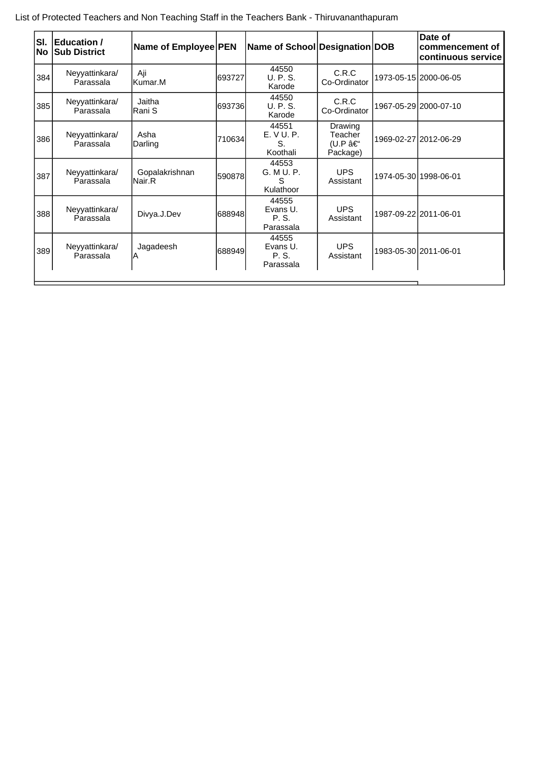List of Protected Teachers and Non Teaching Staff in the Teachers Bank - Thiruvananthapuram

| Sl. No | Education / Sub District | Name of Employee | PEN | Name of School | Designation | DOB | Date of commencement of continuous service |
|---|---|---|---|---|---|---|---|
| 384 | Neyyattinkara/ Parassala | Aji Kumar.M | 693727 | 44550 U. P. S. Karode | C.R.C Co-Ordinator | 1973-05-15 | 2000-06-05 |
| 385 | Neyyattinkara/ Parassala | Jaitha Rani S | 693736 | 44550 U. P. S. Karode | C.R.C Co-Ordinator | 1967-05-29 | 2000-07-10 |
| 386 | Neyyattinkara/ Parassala | Asha Darling | 710634 | 44551 E. V U. P. S. Koothali | Drawing Teacher (U.P â€“ Package) | 1969-02-27 | 2012-06-29 |
| 387 | Neyyattinkara/ Parassala | Gopalakrishnan Nair.R | 590878 | 44553 G. M U. P. S Kulathoor | UPS Assistant | 1974-05-30 | 1998-06-01 |
| 388 | Neyyattinkara/ Parassala | Divya.J.Dev | 688948 | 44555 Evans U. P. S. Parassala | UPS Assistant | 1987-09-22 | 2011-06-01 |
| 389 | Neyyattinkara/ Parassala | Jagadeesh A | 688949 | 44555 Evans U. P. S. Parassala | UPS Assistant | 1983-05-30 | 2011-06-01 |